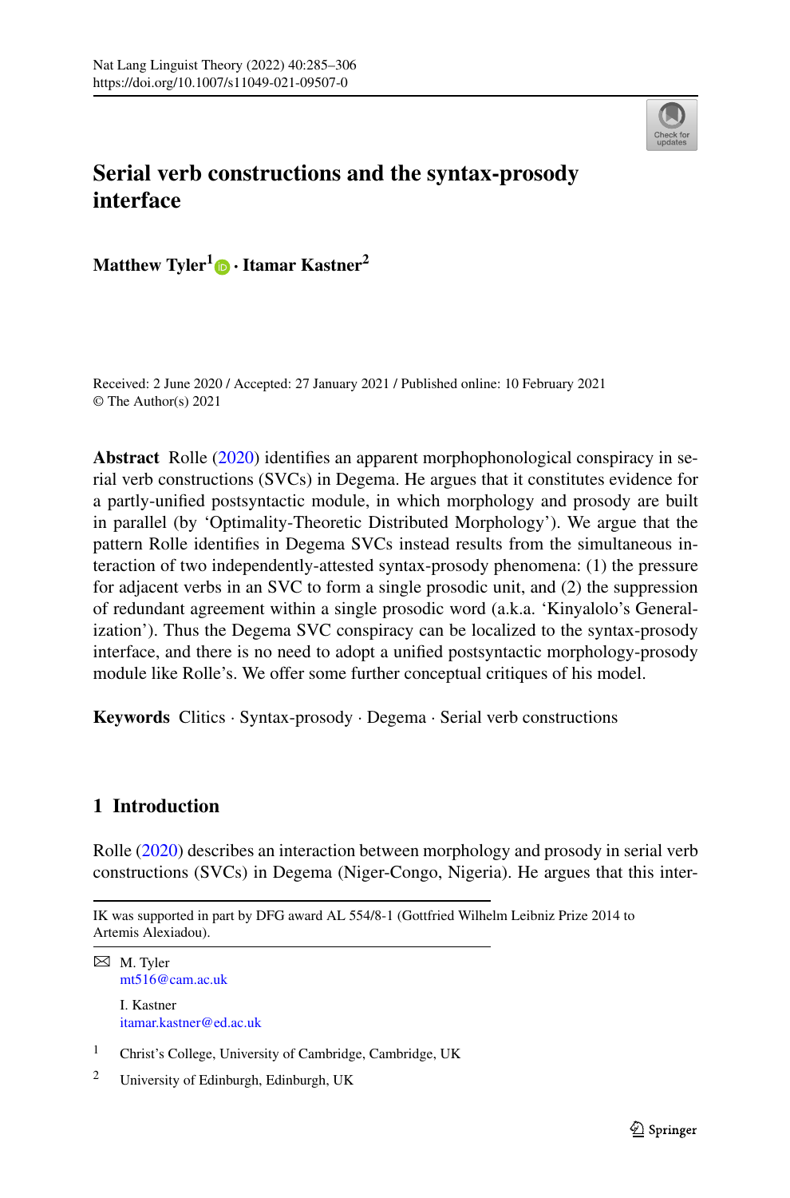# Serial verb constructions and the syntax-prosody interface

**Matthew Tyler[1] · Itamar Kastner[2]**

Received: 2 June 2020 / Accepted: 27 January 2021 / Published online: 10 February 2021
© The Author(s) 2021

**Abstract** Rolle (2020) identifies an apparent morphophonological conspiracy in serial verb constructions (SVCs) in Degema. He argues that it constitutes evidence for a partly-unified postsyntactic module, in which morphology and prosody are built in parallel (by 'Optimality-Theoretic Distributed Morphology'). We argue that the pattern Rolle identifies in Degema SVCs instead results from the simultaneous interaction of two independently-attested syntax-prosody phenomena: (1) the pressure for adjacent verbs in an SVC to form a single prosodic unit, and (2) the suppression of redundant agreement within a single prosodic word (a.k.a. 'Kinyalolo's Generalization'). Thus the Degema SVC conspiracy can be localized to the syntax-prosody interface, and there is no need to adopt a unified postsyntactic morphology-prosody module like Rolle's. We offer some further conceptual critiques of his model.

**Keywords** Clitics · Syntax-prosody · Degema · Serial verb constructions

## 1 Introduction

Rolle (2020) describes an interaction between morphology and prosody in serial verb constructions (SVCs) in Degema (Niger-Congo, Nigeria). He argues that this inter-

IK was supported in part by DFG award AL 554/8-1 (Gottfried Wilhelm Leibniz Prize 2014 to Artemis Alexiadou).

✉ M. Tyler
mt516@cam.ac.uk

I. Kastner
itamar.kastner@ed.ac.uk

[1] Christ's College, University of Cambridge, Cambridge, UK

[2] University of Edinburgh, Edinburgh, UK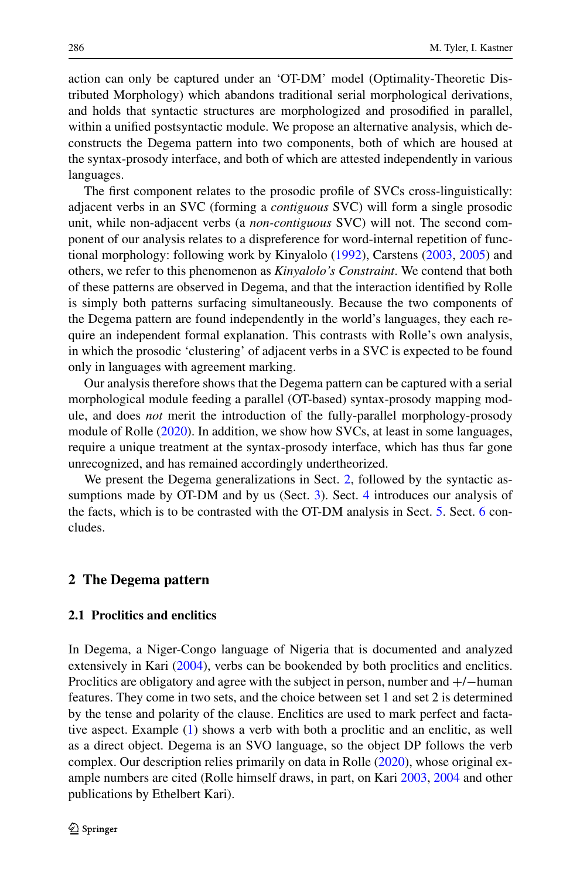action can only be captured under an 'OT-DM' model (Optimality-Theoretic Distributed Morphology) which abandons traditional serial morphological derivations, and holds that syntactic structures are morphologized and prosodified in parallel, within a unified postsyntactic module. We propose an alternative analysis, which deconstructs the Degema pattern into two components, both of which are housed at the syntax-prosody interface, and both of which are attested independently in various languages.

The first component relates to the prosodic profile of SVCs cross-linguistically: adjacent verbs in an SVC (forming a *contiguous* SVC) will form a single prosodic unit, while non-adjacent verbs (a *non-contiguous* SVC) will not. The second component of our analysis relates to a dispreference for word-internal repetition of functional morphology: following work by Kinyalolo (1992), Carstens (2003, 2005) and others, we refer to this phenomenon as *Kinyalolo's Constraint*. We contend that both of these patterns are observed in Degema, and that the interaction identified by Rolle is simply both patterns surfacing simultaneously. Because the two components of the Degema pattern are found independently in the world's languages, they each require an independent formal explanation. This contrasts with Rolle's own analysis, in which the prosodic 'clustering' of adjacent verbs in a SVC is expected to be found only in languages with agreement marking.

Our analysis therefore shows that the Degema pattern can be captured with a serial morphological module feeding a parallel (OT-based) syntax-prosody mapping module, and does *not* merit the introduction of the fully-parallel morphology-prosody module of Rolle (2020). In addition, we show how SVCs, at least in some languages, require a unique treatment at the syntax-prosody interface, which has thus far gone unrecognized, and has remained accordingly undertheorized.

We present the Degema generalizations in Sect. 2, followed by the syntactic assumptions made by OT-DM and by us (Sect. 3). Sect. 4 introduces our analysis of the facts, which is to be contrasted with the OT-DM analysis in Sect. 5. Sect. 6 concludes.

## 2 The Degema pattern

### 2.1 Proclitics and enclitics

In Degema, a Niger-Congo language of Nigeria that is documented and analyzed extensively in Kari (2004), verbs can be bookended by both proclitics and enclitics. Proclitics are obligatory and agree with the subject in person, number and +/−human features. They come in two sets, and the choice between set 1 and set 2 is determined by the tense and polarity of the clause. Enclitics are used to mark perfect and factative aspect. Example (1) shows a verb with both a proclitic and an enclitic, as well as a direct object. Degema is an SVO language, so the object DP follows the verb complex. Our description relies primarily on data in Rolle (2020), whose original example numbers are cited (Rolle himself draws, in part, on Kari 2003, 2004 and other publications by Ethelbert Kari).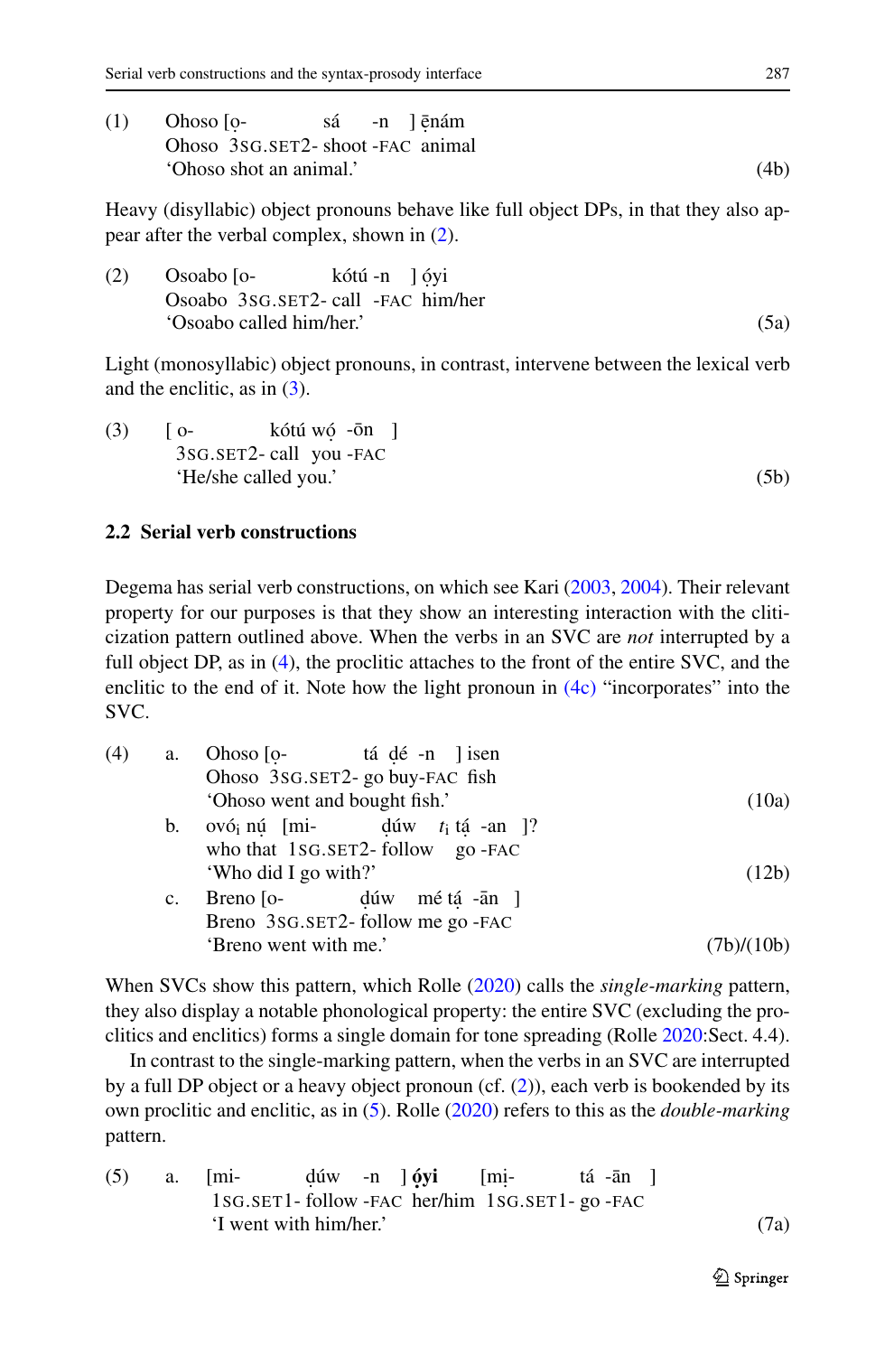(1) Ohoso [ọ- sá -n ] ē̩nám
    Ohoso 3SG.SET2- shoot -FAC animal
    'Ohoso shot an animal.' (4b)

Heavy (disyllabic) object pronouns behave like full object DPs, in that they also appear after the verbal complex, shown in (2).

(2) Osoabo [o- kótú -n ] ọ́yi
    Osoabo 3SG.SET2- call -FAC him/her
    'Osoabo called him/her.' (5a)

Light (monosyllabic) object pronouns, in contrast, intervene between the lexical verb and the enclitic, as in (3).

(3) [ o- kótú wọ́ -ōn ]
    3SG.SET2- call you -FAC
    'He/she called you.' (5b)

### 2.2 Serial verb constructions

Degema has serial verb constructions, on which see Kari (2003, 2004). Their relevant property for our purposes is that they show an interesting interaction with the cliticization pattern outlined above. When the verbs in an SVC are *not* interrupted by a full object DP, as in (4), the proclitic attaches to the front of the entire SVC, and the enclitic to the end of it. Note how the light pronoun in (4c) "incorporates" into the SVC.

(4) a. Ohoso [ọ- tá ḍé -n ] isen
       Ohoso 3SG.SET2- go buy-FAC fish
       'Ohoso went and bought fish.' (10a)
    b. ovó$_i$ nú [mi- ḍúw $t_i$ tá -an ]?
       who that 1SG.SET2- follow go -FAC
       'Who did I go with?' (12b)
    c. Breno [o- ḍúw mé tạ́ -ān ]
       Breno 3SG.SET2- follow me go -FAC
       'Breno went with me.' (7b)/(10b)

When SVCs show this pattern, which Rolle (2020) calls the *single-marking* pattern, they also display a notable phonological property: the entire SVC (excluding the proclitics and enclitics) forms a single domain for tone spreading (Rolle 2020:Sect. 4.4).

In contrast to the single-marking pattern, when the verbs in an SVC are interrupted by a full DP object or a heavy object pronoun (cf. (2)), each verb is bookended by its own proclitic and enclitic, as in (5). Rolle (2020) refers to this as the *double-marking* pattern.

(5) a. [mi- ḍúw -n ] **ọ́yi** [mị- tá -ān ]
       1SG.SET1- follow -FAC her/him 1SG.SET1- go -FAC
       'I went with him/her.' (7a)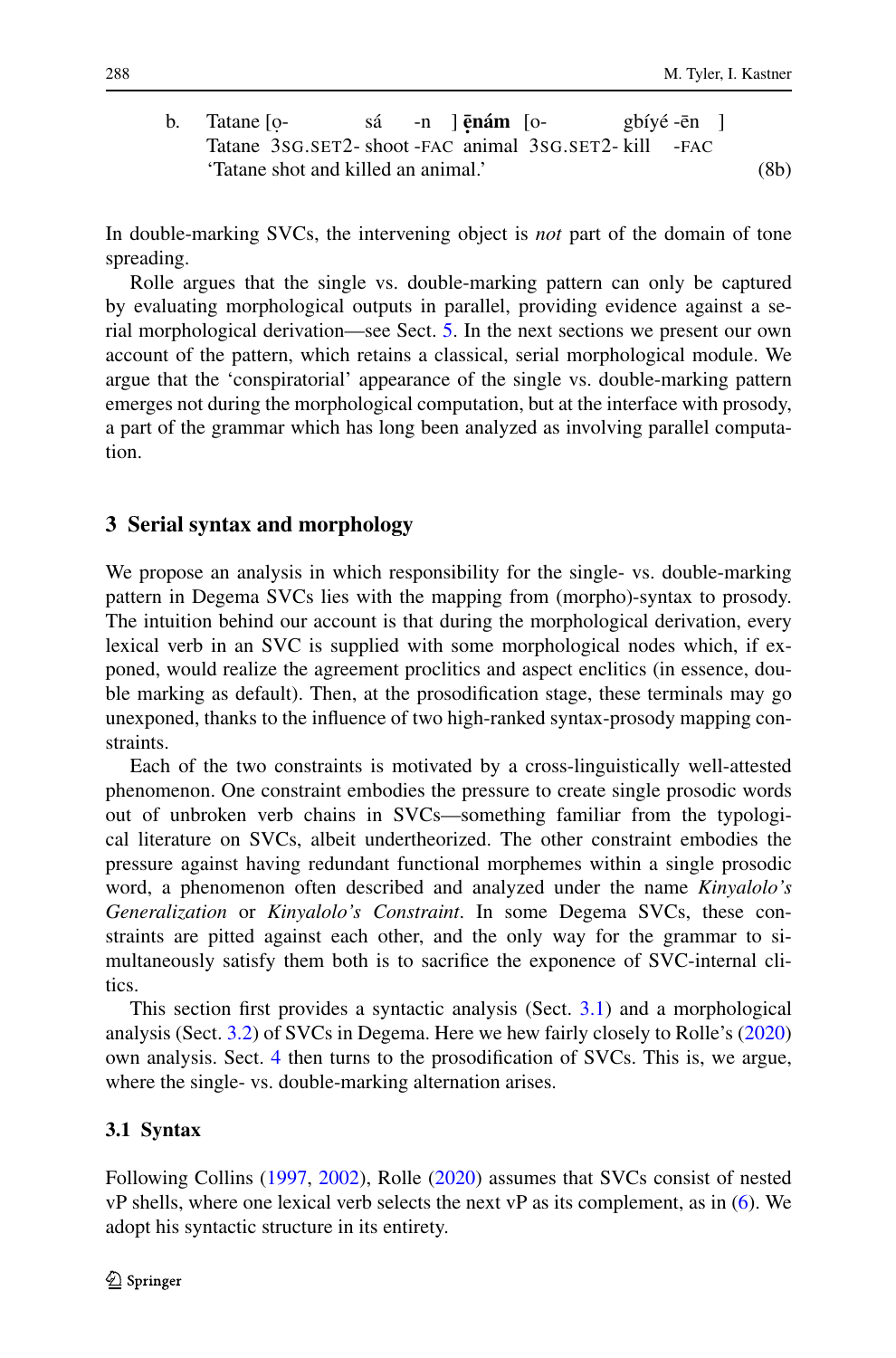b. Tatane [ọ- sá -n ] **ẹ̄nám** [o- gbíyé -ēn ]
Tatane 3SG.SET2- shoot -FAC animal 3SG.SET2- kill -FAC
'Tatane shot and killed an animal.' (8b)

In double-marking SVCs, the intervening object is *not* part of the domain of tone spreading.

Rolle argues that the single vs. double-marking pattern can only be captured by evaluating morphological outputs in parallel, providing evidence against a serial morphological derivation—see Sect. 5. In the next sections we present our own account of the pattern, which retains a classical, serial morphological module. We argue that the 'conspiratorial' appearance of the single vs. double-marking pattern emerges not during the morphological computation, but at the interface with prosody, a part of the grammar which has long been analyzed as involving parallel computation.

## 3 Serial syntax and morphology

We propose an analysis in which responsibility for the single- vs. double-marking pattern in Degema SVCs lies with the mapping from (morpho)-syntax to prosody. The intuition behind our account is that during the morphological derivation, every lexical verb in an SVC is supplied with some morphological nodes which, if exponed, would realize the agreement proclitics and aspect enclitics (in essence, double marking as default). Then, at the prosodification stage, these terminals may go unexponed, thanks to the influence of two high-ranked syntax-prosody mapping constraints.

Each of the two constraints is motivated by a cross-linguistically well-attested phenomenon. One constraint embodies the pressure to create single prosodic words out of unbroken verb chains in SVCs—something familiar from the typological literature on SVCs, albeit undertheorized. The other constraint embodies the pressure against having redundant functional morphemes within a single prosodic word, a phenomenon often described and analyzed under the name *Kinyalolo's Generalization* or *Kinyalolo's Constraint*. In some Degema SVCs, these constraints are pitted against each other, and the only way for the grammar to simultaneously satisfy them both is to sacrifice the exponence of SVC-internal clitics.

This section first provides a syntactic analysis (Sect. 3.1) and a morphological analysis (Sect. 3.2) of SVCs in Degema. Here we hew fairly closely to Rolle's (2020) own analysis. Sect. 4 then turns to the prosodification of SVCs. This is, we argue, where the single- vs. double-marking alternation arises.

### 3.1 Syntax

Following Collins (1997, 2002), Rolle (2020) assumes that SVCs consist of nested vP shells, where one lexical verb selects the next vP as its complement, as in (6). We adopt his syntactic structure in its entirety.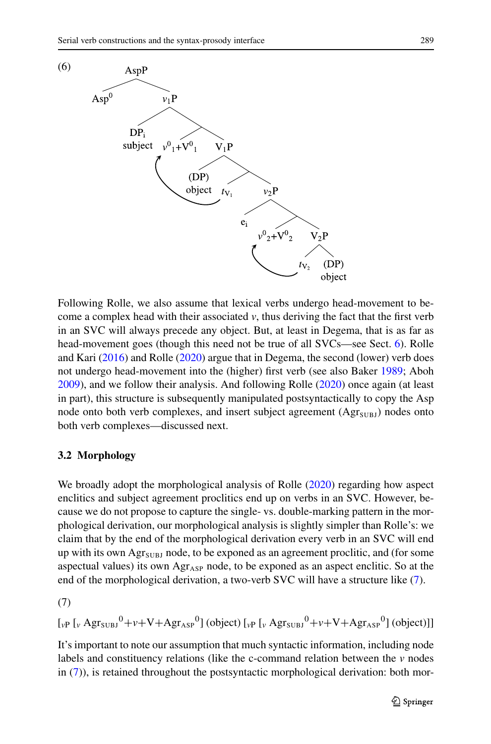(6)

```
AspP
├── Asp⁰
└── v₁P
    ├── DPᵢ subject
    └── 
        ├── v⁰₁+V⁰₁   (head-movement from t_V1)
        └── V₁P
            ├── (DP) object
            └── 
                ├── t_V1
                └── v₂P
                    ├── eᵢ
                    └── 
                        ├── v⁰₂+V⁰₂   (head-movement from t_V2)
                        └── V₂P
                            ├── t_V2
                            └── (DP) object
```

Following Rolle, we also assume that lexical verbs undergo head-movement to become a complex head with their associated *v*, thus deriving the fact that the first verb in an SVC will always precede any object. But, at least in Degema, that is as far as head-movement goes (though this need not be true of all SVCs—see Sect. 6). Rolle and Kari (2016) and Rolle (2020) argue that in Degema, the second (lower) verb does not undergo head-movement into the (higher) first verb (see also Baker 1989; Aboh 2009), and we follow their analysis. And following Rolle (2020) once again (at least in part), this structure is subsequently manipulated postsyntactically to copy the Asp node onto both verb complexes, and insert subject agreement ($\text{Agr}_{\text{SUBJ}}$) nodes onto both verb complexes—discussed next.

### 3.2 Morphology

We broadly adopt the morphological analysis of Rolle (2020) regarding how aspect enclitics and subject agreement proclitics end up on verbs in an SVC. However, because we do not propose to capture the single- vs. double-marking pattern in the morphological derivation, our morphological analysis is slightly simpler than Rolle's: we claim that by the end of the morphological derivation every verb in an SVC will end up with its own $\text{Agr}_{\text{SUBJ}}$ node, to be exponed as an agreement proclitic, and (for some aspectual values) its own $\text{Agr}_{\text{ASP}}$ node, to be exponed as an aspect enclitic. So at the end of the morphological derivation, a two-verb SVC will have a structure like (7).

(7)

$[_{vP}\ [_{v}\ \text{Agr}_{\text{SUBJ}}{}^{0}+v+\text{V}+\text{Agr}_{\text{ASP}}{}^{0}]$ (object) $[_{vP}\ [_{v}\ \text{Agr}_{\text{SUBJ}}{}^{0}+v+\text{V}+\text{Agr}_{\text{ASP}}{}^{0}]$ (object)$]]$

It's important to note our assumption that much syntactic information, including node labels and constituency relations (like the c-command relation between the *v* nodes in (7)), is retained throughout the postsyntactic morphological derivation: both mor-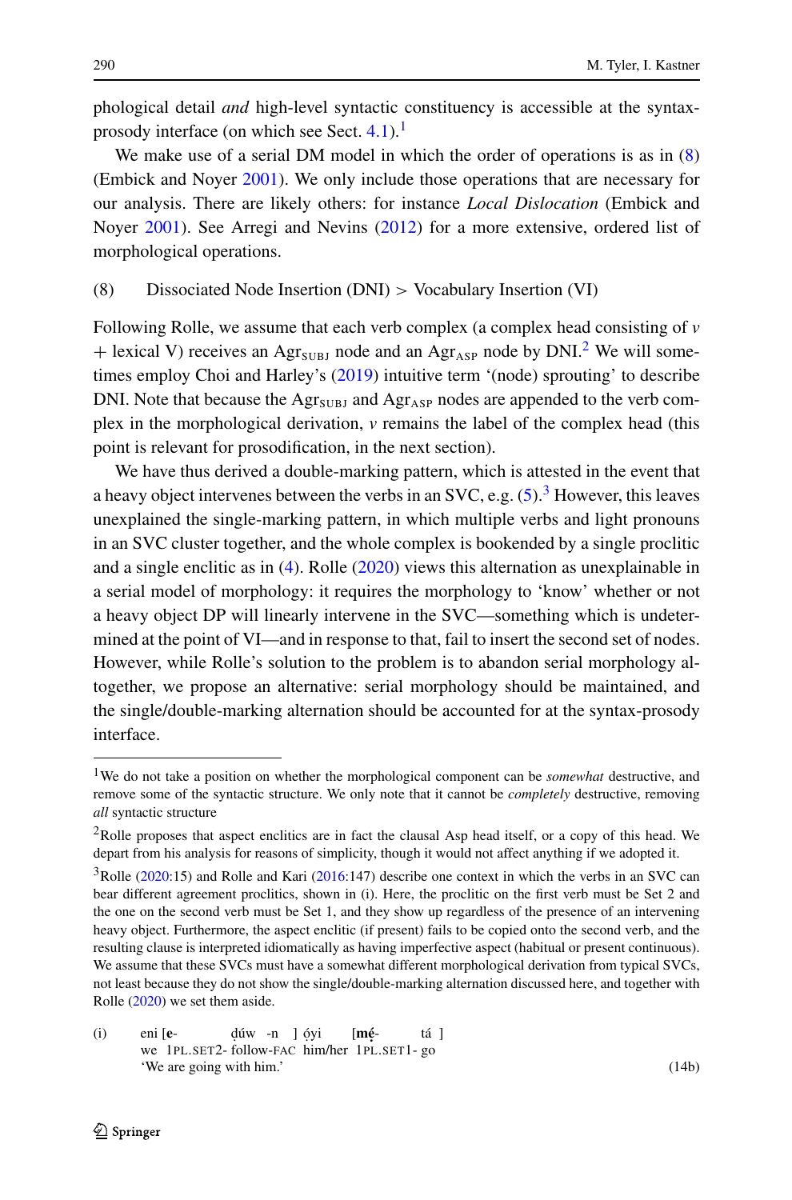phological detail *and* high-level syntactic constituency is accessible at the syntax-prosody interface (on which see Sect. 4.1).[1]

We make use of a serial DM model in which the order of operations is as in (8) (Embick and Noyer 2001). We only include those operations that are necessary for our analysis. There are likely others: for instance *Local Dislocation* (Embick and Noyer 2001). See Arregi and Nevins (2012) for a more extensive, ordered list of morphological operations.

(8) Dissociated Node Insertion (DNI) > Vocabulary Insertion (VI)

Following Rolle, we assume that each verb complex (a complex head consisting of *v* + lexical V) receives an Agr$_{\text{SUBJ}}$ node and an Agr$_{\text{ASP}}$ node by DNI.[2] We will sometimes employ Choi and Harley's (2019) intuitive term '(node) sprouting' to describe DNI. Note that because the Agr$_{\text{SUBJ}}$ and Agr$_{\text{ASP}}$ nodes are appended to the verb complex in the morphological derivation, *v* remains the label of the complex head (this point is relevant for prosodification, in the next section).

We have thus derived a double-marking pattern, which is attested in the event that a heavy object intervenes between the verbs in an SVC, e.g. (5).[3] However, this leaves unexplained the single-marking pattern, in which multiple verbs and light pronouns in an SVC cluster together, and the whole complex is bookended by a single proclitic and a single enclitic as in (4). Rolle (2020) views this alternation as unexplainable in a serial model of morphology: it requires the morphology to 'know' whether or not a heavy object DP will linearly intervene in the SVC—something which is undetermined at the point of VI—and in response to that, fail to insert the second set of nodes. However, while Rolle's solution to the problem is to abandon serial morphology altogether, we propose an alternative: serial morphology should be maintained, and the single/double-marking alternation should be accounted for at the syntax-prosody interface.

---

[1] We do not take a position on whether the morphological component can be *somewhat* destructive, and remove some of the syntactic structure. We only note that it cannot be *completely* destructive, removing *all* syntactic structure

[2] Rolle proposes that aspect enclitics are in fact the clausal Asp head itself, or a copy of this head. We depart from his analysis for reasons of simplicity, though it would not affect anything if we adopted it.

[3] Rolle (2020:15) and Rolle and Kari (2016:147) describe one context in which the verbs in an SVC can bear different agreement proclitics, shown in (i). Here, the proclitic on the first verb must be Set 2 and the one on the second verb must be Set 1, and they show up regardless of the presence of an intervening heavy object. Furthermore, the aspect enclitic (if present) fails to be copied onto the second verb, and the resulting clause is interpreted idiomatically as having imperfective aspect (habitual or present continuous). We assume that these SVCs must have a somewhat different morphological derivation from typical SVCs, not least because they do not show the single/double-marking alternation discussed here, and together with Rolle (2020) we set them aside.

(i) eni [**e**- ɗúw -n ] ɔ́yi [**mẹ́**- tá ]
we 1PL.SET2- follow-FAC him/her 1PL.SET1- go
'We are going with him.' (14b)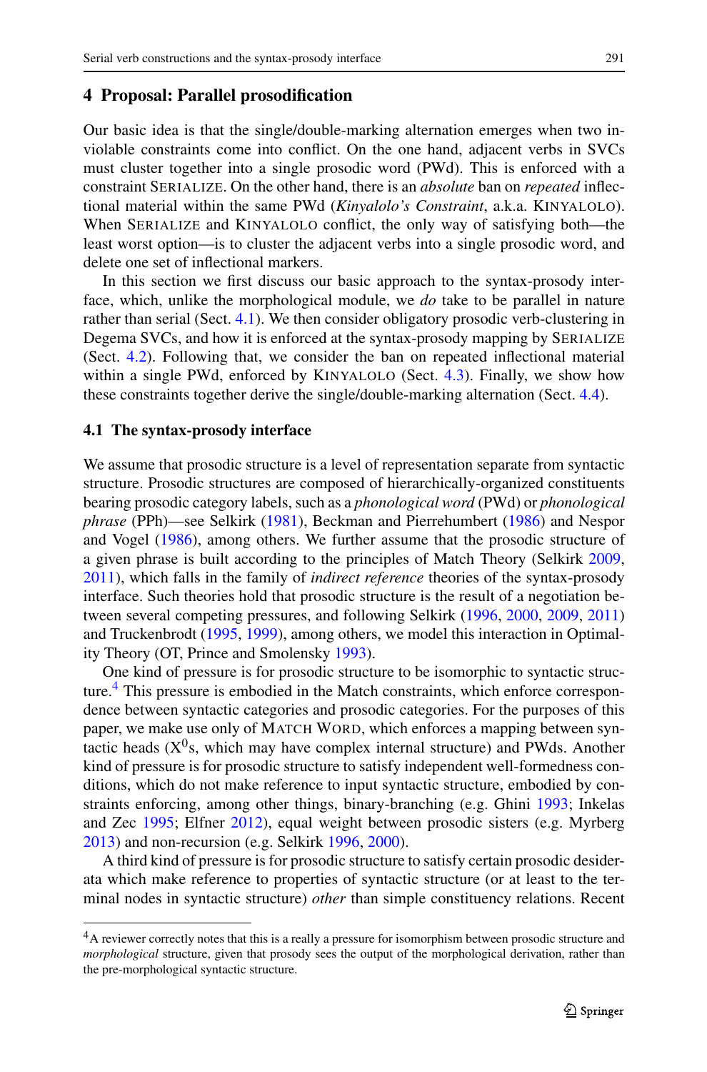## 4 Proposal: Parallel prosodification

Our basic idea is that the single/double-marking alternation emerges when two inviolable constraints come into conflict. On the one hand, adjacent verbs in SVCs must cluster together into a single prosodic word (PWd). This is enforced with a constraint SERIALIZE. On the other hand, there is an *absolute* ban on *repeated* inflectional material within the same PWd (*Kinyalolo's Constraint*, a.k.a. KINYALOLO). When SERIALIZE and KINYALOLO conflict, the only way of satisfying both—the least worst option—is to cluster the adjacent verbs into a single prosodic word, and delete one set of inflectional markers.

In this section we first discuss our basic approach to the syntax-prosody interface, which, unlike the morphological module, we *do* take to be parallel in nature rather than serial (Sect. 4.1). We then consider obligatory prosodic verb-clustering in Degema SVCs, and how it is enforced at the syntax-prosody mapping by SERIALIZE (Sect. 4.2). Following that, we consider the ban on repeated inflectional material within a single PWd, enforced by KINYALOLO (Sect. 4.3). Finally, we show how these constraints together derive the single/double-marking alternation (Sect. 4.4).

### 4.1 The syntax-prosody interface

We assume that prosodic structure is a level of representation separate from syntactic structure. Prosodic structures are composed of hierarchically-organized constituents bearing prosodic category labels, such as a *phonological word* (PWd) or *phonological phrase* (PPh)—see Selkirk (1981), Beckman and Pierrehumbert (1986) and Nespor and Vogel (1986), among others. We further assume that the prosodic structure of a given phrase is built according to the principles of Match Theory (Selkirk 2009, 2011), which falls in the family of *indirect reference* theories of the syntax-prosody interface. Such theories hold that prosodic structure is the result of a negotiation between several competing pressures, and following Selkirk (1996, 2000, 2009, 2011) and Truckenbrodt (1995, 1999), among others, we model this interaction in Optimality Theory (OT, Prince and Smolensky 1993).

One kind of pressure is for prosodic structure to be isomorphic to syntactic structure.[4] This pressure is embodied in the Match constraints, which enforce correspondence between syntactic categories and prosodic categories. For the purposes of this paper, we make use only of MATCH WORD, which enforces a mapping between syntactic heads ($X^0$s, which may have complex internal structure) and PWds. Another kind of pressure is for prosodic structure to satisfy independent well-formedness conditions, which do not make reference to input syntactic structure, embodied by constraints enforcing, among other things, binary-branching (e.g. Ghini 1993; Inkelas and Zec 1995; Elfner 2012), equal weight between prosodic sisters (e.g. Myrberg 2013) and non-recursion (e.g. Selkirk 1996, 2000).

A third kind of pressure is for prosodic structure to satisfy certain prosodic desiderata which make reference to properties of syntactic structure (or at least to the terminal nodes in syntactic structure) *other* than simple constituency relations. Recent

[4] A reviewer correctly notes that this is a really a pressure for isomorphism between prosodic structure and *morphological* structure, given that prosody sees the output of the morphological derivation, rather than the pre-morphological syntactic structure.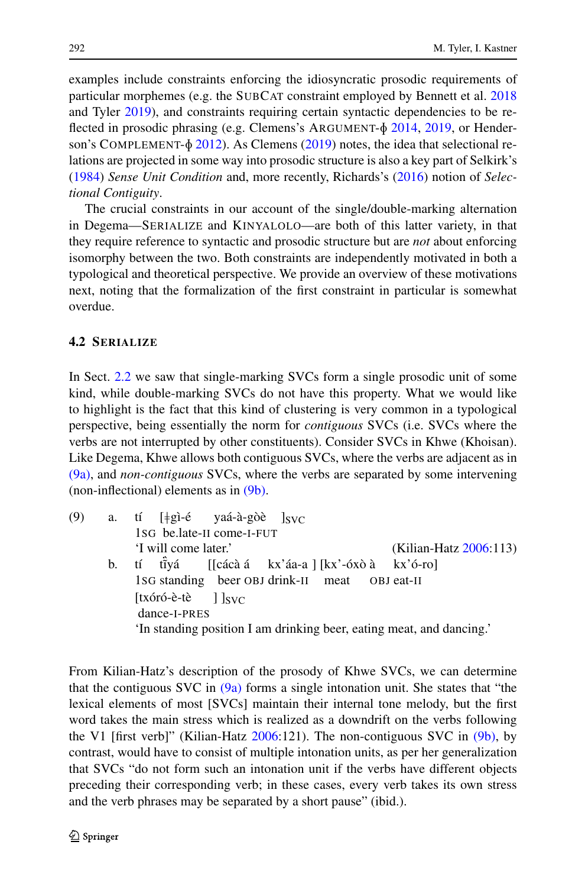examples include constraints enforcing the idiosyncratic prosodic requirements of particular morphemes (e.g. the SUBCAT constraint employed by Bennett et al. 2018 and Tyler 2019), and constraints requiring certain syntactic dependencies to be reflected in prosodic phrasing (e.g. Clemens's ARGUMENT-ϕ 2014, 2019, or Henderson's COMPLEMENT-ϕ 2012). As Clemens (2019) notes, the idea that selectional relations are projected in some way into prosodic structure is also a key part of Selkirk's (1984) *Sense Unit Condition* and, more recently, Richards's (2016) notion of *Selectional Contiguity*.

The crucial constraints in our account of the single/double-marking alternation in Degema—SERIALIZE and KINYALOLO—are both of this latter variety, in that they require reference to syntactic and prosodic structure but are *not* about enforcing isomorphy between the two. Both constraints are independently motivated in both a typological and theoretical perspective. We provide an overview of these motivations next, noting that the formalization of the first constraint in particular is somewhat overdue.

### 4.2 SERIALIZE

In Sect. 2.2 we saw that single-marking SVCs form a single prosodic unit of some kind, while double-marking SVCs do not have this property. What we would like to highlight is the fact that this kind of clustering is very common in a typological perspective, being essentially the norm for *contiguous* SVCs (i.e. SVCs where the verbs are not interrupted by other constituents). Consider SVCs in Khwe (Khoisan). Like Degema, Khwe allows both contiguous SVCs, where the verbs are adjacent as in (9a), and *non-contiguous* SVCs, where the verbs are separated by some intervening (non-inflectional) elements as in (9b).

(9) a. tí [ǂgì-é yaá-à-gòè ]$_{SVC}$
  1SG be.late-II come-I-FUT
  'I will come later.' (Kilian-Hatz 2006:113)

 b. tí tı̃̀yá [[cácà á kx'áa-a ] [kx'-óxò à kx'ó-ro]
  1SG standing beer OBJ drink-II meat OBJ eat-II
  [txóró-è-tè ] ]$_{SVC}$
  dance-I-PRES
  'In standing position I am drinking beer, eating meat, and dancing.'

From Kilian-Hatz's description of the prosody of Khwe SVCs, we can determine that the contiguous SVC in (9a) forms a single intonation unit. She states that "the lexical elements of most [SVCs] maintain their internal tone melody, but the first word takes the main stress which is realized as a downdrift on the verbs following the V1 [first verb]" (Kilian-Hatz 2006:121). The non-contiguous SVC in (9b), by contrast, would have to consist of multiple intonation units, as per her generalization that SVCs "do not form such an intonation unit if the verbs have different objects preceding their corresponding verb; in these cases, every verb takes its own stress and the verb phrases may be separated by a short pause" (ibid.).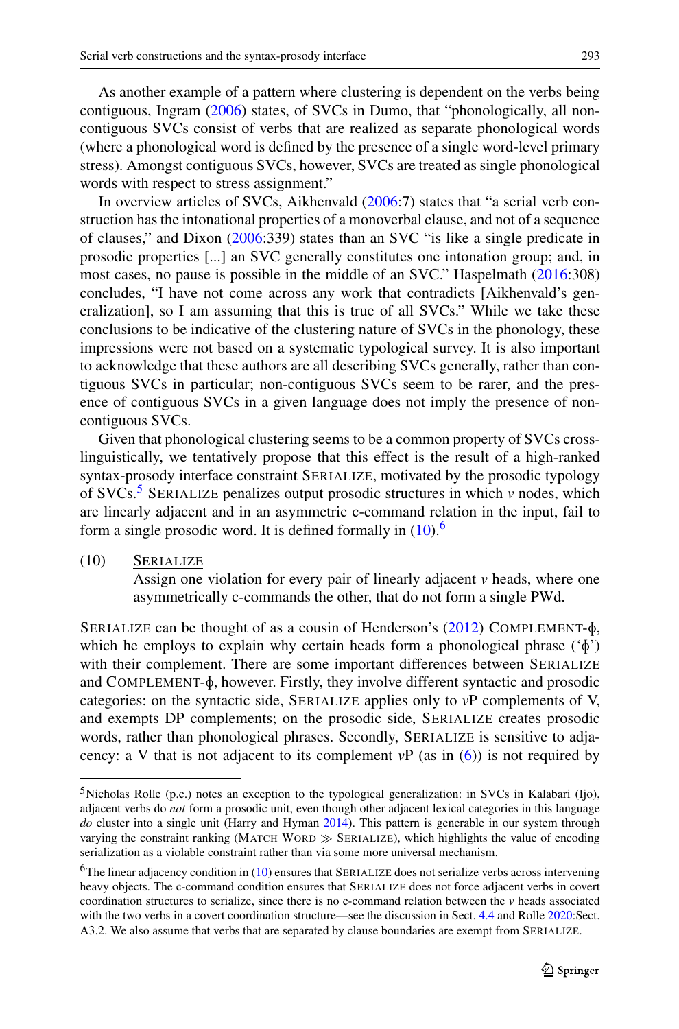As another example of a pattern where clustering is dependent on the verbs being contiguous, Ingram (2006) states, of SVCs in Dumo, that "phonologically, all non-contiguous SVCs consist of verbs that are realized as separate phonological words (where a phonological word is defined by the presence of a single word-level primary stress). Amongst contiguous SVCs, however, SVCs are treated as single phonological words with respect to stress assignment."

In overview articles of SVCs, Aikhenvald (2006:7) states that "a serial verb construction has the intonational properties of a monoverbal clause, and not of a sequence of clauses," and Dixon (2006:339) states than an SVC "is like a single predicate in prosodic properties [...] an SVC generally constitutes one intonation group; and, in most cases, no pause is possible in the middle of an SVC." Haspelmath (2016:308) concludes, "I have not come across any work that contradicts [Aikhenvald's generalization], so I am assuming that this is true of all SVCs." While we take these conclusions to be indicative of the clustering nature of SVCs in the phonology, these impressions were not based on a systematic typological survey. It is also important to acknowledge that these authors are all describing SVCs generally, rather than contiguous SVCs in particular; non-contiguous SVCs seem to be rarer, and the presence of contiguous SVCs in a given language does not imply the presence of non-contiguous SVCs.

Given that phonological clustering seems to be a common property of SVCs cross-linguistically, we tentatively propose that this effect is the result of a high-ranked syntax-prosody interface constraint SERIALIZE, motivated by the prosodic typology of SVCs.[5] SERIALIZE penalizes output prosodic structures in which *v* nodes, which are linearly adjacent and in an asymmetric c-command relation in the input, fail to form a single prosodic word. It is defined formally in (10).[6]

(10) SERIALIZE
Assign one violation for every pair of linearly adjacent *v* heads, where one asymmetrically c-commands the other, that do not form a single PWd.

SERIALIZE can be thought of as a cousin of Henderson's (2012) COMPLEMENT-ϕ, which he employs to explain why certain heads form a phonological phrase ('ϕ') with their complement. There are some important differences between SERIALIZE and COMPLEMENT-ϕ, however. Firstly, they involve different syntactic and prosodic categories: on the syntactic side, SERIALIZE applies only to *v*P complements of V, and exempts DP complements; on the prosodic side, SERIALIZE creates prosodic words, rather than phonological phrases. Secondly, SERIALIZE is sensitive to adjacency: a V that is not adjacent to its complement *v*P (as in (6)) is not required by

---

[5] Nicholas Rolle (p.c.) notes an exception to the typological generalization: in SVCs in Kalabari (Ijo), adjacent verbs do *not* form a prosodic unit, even though other adjacent lexical categories in this language *do* cluster into a single unit (Harry and Hyman 2014). This pattern is generable in our system through varying the constraint ranking (MATCH WORD ≫ SERIALIZE), which highlights the value of encoding serialization as a violable constraint rather than via some more universal mechanism.

[6] The linear adjacency condition in (10) ensures that SERIALIZE does not serialize verbs across intervening heavy objects. The c-command condition ensures that SERIALIZE does not force adjacent verbs in covert coordination structures to serialize, since there is no c-command relation between the *v* heads associated with the two verbs in a covert coordination structure—see the discussion in Sect. 4.4 and Rolle 2020:Sect. A3.2. We also assume that verbs that are separated by clause boundaries are exempt from SERIALIZE.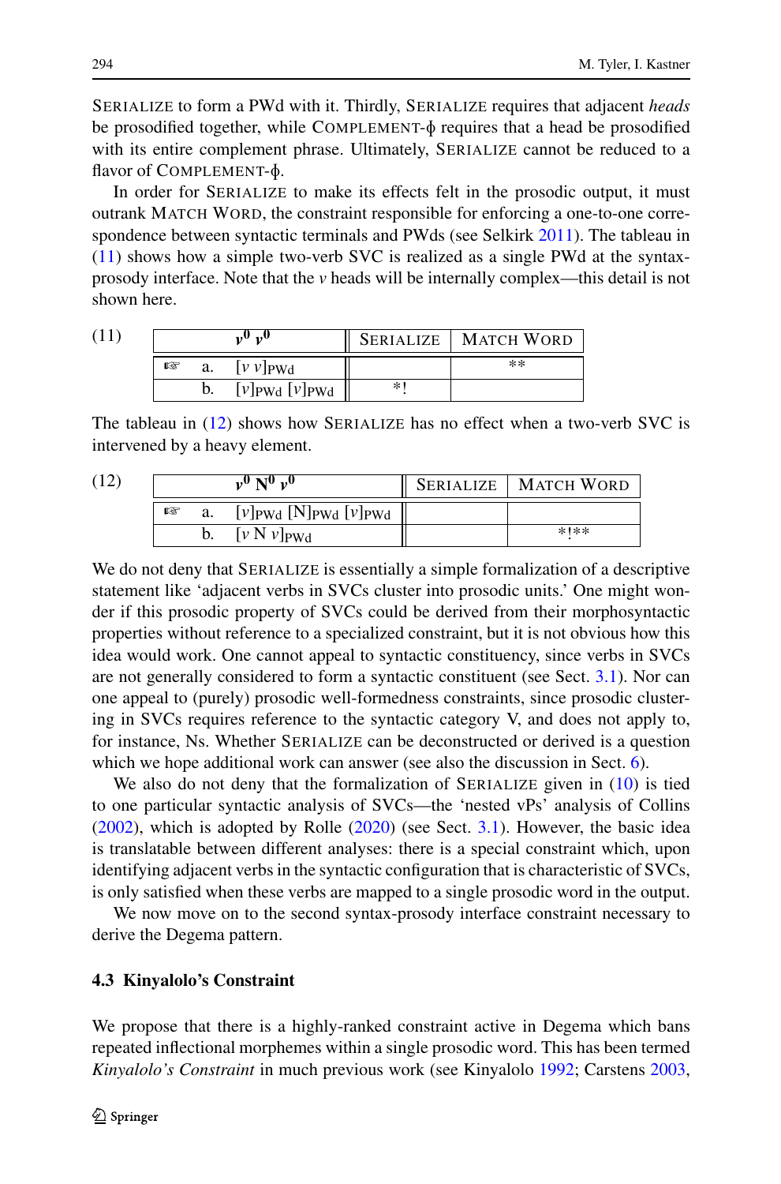SERIALIZE to form a PWd with it. Thirdly, SERIALIZE requires that adjacent *heads* be prosodified together, while COMPLEMENT-ϕ requires that a head be prosodified with its entire complement phrase. Ultimately, SERIALIZE cannot be reduced to a flavor of COMPLEMENT-ϕ.

In order for SERIALIZE to make its effects felt in the prosodic output, it must outrank MATCH WORD, the constraint responsible for enforcing a one-to-one correspondence between syntactic terminals and PWds (see Selkirk 2011). The tableau in (11) shows how a simple two-verb SVC is realized as a single PWd at the syntax-prosody interface. Note that the *v* heads will be internally complex—this detail is not shown here.

(11)

| | | $v^0$ $v^0$ | SERIALIZE | MATCH WORD |
|---|---|---|---|---|
| ☞ | a. | $[v\ v]_{\text{PWd}}$ | | ** |
| | b. | $[v]_{\text{PWd}}$ $[v]_{\text{PWd}}$ | *! | |

The tableau in (12) shows how SERIALIZE has no effect when a two-verb SVC is intervened by a heavy element.

(12)

| | | $v^0$ $\text{N}^0$ $v^0$ | SERIALIZE | MATCH WORD |
|---|---|---|---|---|
| ☞ | a. | $[v]_{\text{PWd}}$ $[\text{N}]_{\text{PWd}}$ $[v]_{\text{PWd}}$ | | |
| | b. | $[v\ \text{N}\ v]_{\text{PWd}}$ | | *!** |

We do not deny that SERIALIZE is essentially a simple formalization of a descriptive statement like 'adjacent verbs in SVCs cluster into prosodic units.' One might wonder if this prosodic property of SVCs could be derived from their morphosyntactic properties without reference to a specialized constraint, but it is not obvious how this idea would work. One cannot appeal to syntactic constituency, since verbs in SVCs are not generally considered to form a syntactic constituent (see Sect. 3.1). Nor can one appeal to (purely) prosodic well-formedness constraints, since prosodic clustering in SVCs requires reference to the syntactic category V, and does not apply to, for instance, Ns. Whether SERIALIZE can be deconstructed or derived is a question which we hope additional work can answer (see also the discussion in Sect. 6).

We also do not deny that the formalization of SERIALIZE given in (10) is tied to one particular syntactic analysis of SVCs—the 'nested vPs' analysis of Collins (2002), which is adopted by Rolle (2020) (see Sect. 3.1). However, the basic idea is translatable between different analyses: there is a special constraint which, upon identifying adjacent verbs in the syntactic configuration that is characteristic of SVCs, is only satisfied when these verbs are mapped to a single prosodic word in the output.

We now move on to the second syntax-prosody interface constraint necessary to derive the Degema pattern.

### 4.3 Kinyalolo's Constraint

We propose that there is a highly-ranked constraint active in Degema which bans repeated inflectional morphemes within a single prosodic word. This has been termed *Kinyalolo's Constraint* in much previous work (see Kinyalolo 1992; Carstens 2003,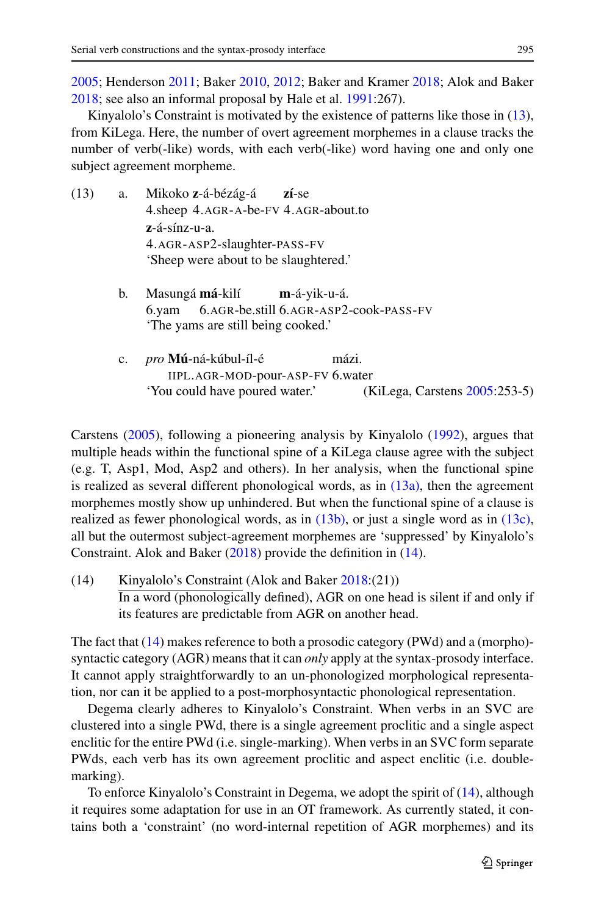2005; Henderson 2011; Baker 2010, 2012; Baker and Kramer 2018; Alok and Baker 2018; see also an informal proposal by Hale et al. 1991:267).

Kinyalolo's Constraint is motivated by the existence of patterns like those in (13), from KiLega. Here, the number of overt agreement morphemes in a clause tracks the number of verb(-like) words, with each verb(-like) word having one and only one subject agreement morpheme.

(13) a. Mikoko **z**-á-bézág-á **zí**-se
4.sheep 4.AGR-A-be-FV 4.AGR-about.to
**z**-á-sínz-u-a.
4.AGR-ASP2-slaughter-PASS-FV
'Sheep were about to be slaughtered.'

b. Masungá **má**-kilí **m**-á-yik-u-á.
6.yam 6.AGR-be.still 6.AGR-ASP2-cook-PASS-FV
'The yams are still being cooked.'

c. *pro* **Mú**-ná-kúbul-íl-é mázi.
IIPL.AGR-MOD-pour-ASP-FV 6.water
'You could have poured water.' (KiLega, Carstens 2005:253-5)

Carstens (2005), following a pioneering analysis by Kinyalolo (1992), argues that multiple heads within the functional spine of a KiLega clause agree with the subject (e.g. T, Asp1, Mod, Asp2 and others). In her analysis, when the functional spine is realized as several different phonological words, as in (13a), then the agreement morphemes mostly show up unhindered. But when the functional spine of a clause is realized as fewer phonological words, as in (13b), or just a single word as in (13c), all but the outermost subject-agreement morphemes are 'suppressed' by Kinyalolo's Constraint. Alok and Baker (2018) provide the definition in (14).

(14) Kinyalolo's Constraint (Alok and Baker 2018:(21))
In a word (phonologically defined), AGR on one head is silent if and only if its features are predictable from AGR on another head.

The fact that (14) makes reference to both a prosodic category (PWd) and a (morpho)-syntactic category (AGR) means that it can *only* apply at the syntax-prosody interface. It cannot apply straightforwardly to an un-phonologized morphological representation, nor can it be applied to a post-morphosyntactic phonological representation.

Degema clearly adheres to Kinyalolo's Constraint. When verbs in an SVC are clustered into a single PWd, there is a single agreement proclitic and a single aspect enclitic for the entire PWd (i.e. single-marking). When verbs in an SVC form separate PWds, each verb has its own agreement proclitic and aspect enclitic (i.e. double-marking).

To enforce Kinyalolo's Constraint in Degema, we adopt the spirit of (14), although it requires some adaptation for use in an OT framework. As currently stated, it contains both a 'constraint' (no word-internal repetition of AGR morphemes) and its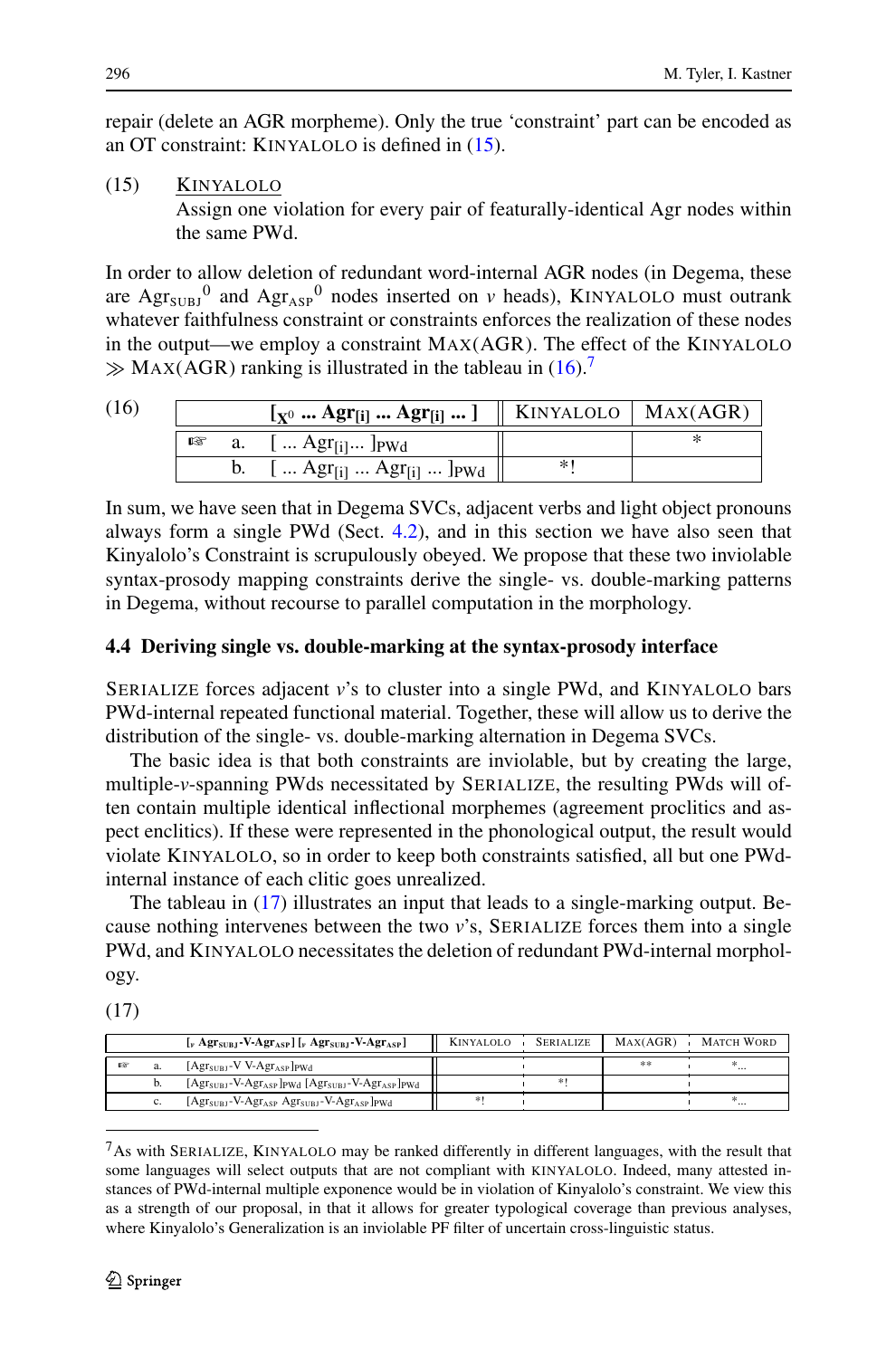repair (delete an AGR morpheme). Only the true 'constraint' part can be encoded as an OT constraint: KINYALOLO is defined in (15).

(15) KINYALOLO
Assign one violation for every pair of featurally-identical Agr nodes within the same PWd.

In order to allow deletion of redundant word-internal AGR nodes (in Degema, these are $\text{Agr}_{\text{SUBJ}}{}^0$ and $\text{Agr}_{\text{ASP}}{}^0$ nodes inserted on *v* heads), KINYALOLO must outrank whatever faithfulness constraint or constraints enforces the realization of these nodes in the output—we employ a constraint MAX(AGR). The effect of the KINYALOLO ≫ MAX(AGR) ranking is illustrated in the tableau in (16).[7]

(16)

| | | $[_{X^0}$ ... $\text{Agr}_{[i]}$ ... $\text{Agr}_{[i]}$ ... ] | KINYALOLO | MAX(AGR) |
|---|---|---|---|---|
| ☞ | a. | [ ... $\text{Agr}_{[i]}$... $]_{\text{PWd}}$ | | * |
| | b. | [ ... $\text{Agr}_{[i]}$ ... $\text{Agr}_{[i]}$ ... $]_{\text{PWd}}$ | *! | |

In sum, we have seen that in Degema SVCs, adjacent verbs and light object pronouns always form a single PWd (Sect. 4.2), and in this section we have also seen that Kinyalolo's Constraint is scrupulously obeyed. We propose that these two inviolable syntax-prosody mapping constraints derive the single- vs. double-marking patterns in Degema, without recourse to parallel computation in the morphology.

### 4.4 Deriving single vs. double-marking at the syntax-prosody interface

SERIALIZE forces adjacent *v*'s to cluster into a single PWd, and KINYALOLO bars PWd-internal repeated functional material. Together, these will allow us to derive the distribution of the single- vs. double-marking alternation in Degema SVCs.

The basic idea is that both constraints are inviolable, but by creating the large, multiple-*v*-spanning PWds necessitated by SERIALIZE, the resulting PWds will often contain multiple identical inflectional morphemes (agreement proclitics and aspect enclitics). If these were represented in the phonological output, the result would violate KINYALOLO, so in order to keep both constraints satisfied, all but one PWd-internal instance of each clitic goes unrealized.

The tableau in (17) illustrates an input that leads to a single-marking output. Because nothing intervenes between the two *v*'s, SERIALIZE forces them into a single PWd, and KINYALOLO necessitates the deletion of redundant PWd-internal morphology.

(17)

| | | $[_v\ \text{Agr}_{\text{SUBJ}}\text{-V-Agr}_{\text{ASP}}]\ [_v\ \text{Agr}_{\text{SUBJ}}\text{-V-Agr}_{\text{ASP}}]$ | KINYALOLO | SERIALIZE | MAX(AGR) | MATCH WORD |
|---|---|---|---|---|---|---|
| ☞ | a. | $[\text{Agr}_{\text{SUBJ}}\text{-V V-Agr}_{\text{ASP}}]_{\text{PWd}}$ | | | ** | *... |
| | b. | $[\text{Agr}_{\text{SUBJ}}\text{-V-Agr}_{\text{ASP}}]_{\text{PWd}}\ [\text{Agr}_{\text{SUBJ}}\text{-V-Agr}_{\text{ASP}}]_{\text{PWd}}$ | | *! | | |
| | c. | $[\text{Agr}_{\text{SUBJ}}\text{-V-Agr}_{\text{ASP}}\ \text{Agr}_{\text{SUBJ}}\text{-V-Agr}_{\text{ASP}}]_{\text{PWd}}$ | *! | | | *... |

[7] As with SERIALIZE, KINYALOLO may be ranked differently in different languages, with the result that some languages will select outputs that are not compliant with KINYALOLO. Indeed, many attested instances of PWd-internal multiple exponence would be in violation of Kinyalolo's constraint. We view this as a strength of our proposal, in that it allows for greater typological coverage than previous analyses, where Kinyalolo's Generalization is an inviolable PF filter of uncertain cross-linguistic status.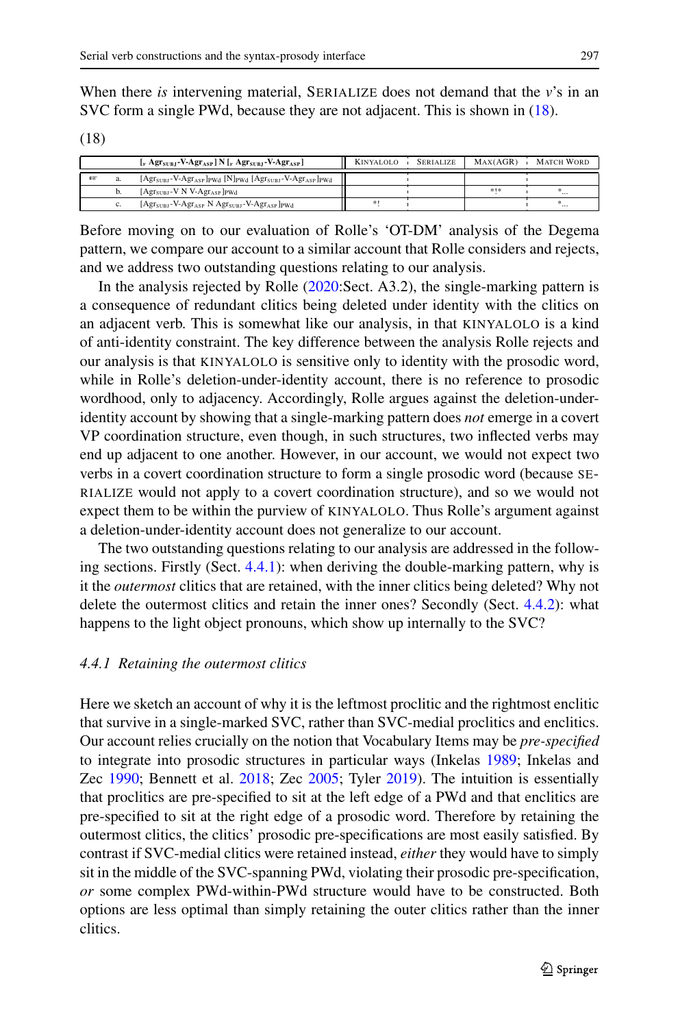When there *is* intervening material, SERIALIZE does not demand that the *v*'s in an SVC form a single PWd, because they are not adjacent. This is shown in (18).

(18)

| | | [$_{v}$ Agr$_{SUBJ}$-V-Agr$_{ASP}$] N [$_{v}$ Agr$_{SUBJ}$-V-Agr$_{ASP}$] | KINYALOLO | SERIALIZE | MAX(AGR) | MATCH WORD |
|---|---|---|---|---|---|---|
| ☞ | a. | [Agr$_{SUBJ}$-V-Agr$_{ASP}$]$_{PWd}$ [N]$_{PWd}$ [Agr$_{SUBJ}$-V-Agr$_{ASP}$]$_{PWd}$ | | | | |
| | b. | [Agr$_{SUBJ}$-V N V-Agr$_{ASP}$]$_{PWd}$ | | | *!* | *... |
| | c. | [Agr$_{SUBJ}$-V-Agr$_{ASP}$ N Agr$_{SUBJ}$-V-Agr$_{ASP}$]$_{PWd}$ | *! | | | *... |

Before moving on to our evaluation of Rolle's 'OT-DM' analysis of the Degema pattern, we compare our account to a similar account that Rolle considers and rejects, and we address two outstanding questions relating to our analysis.

In the analysis rejected by Rolle (2020:Sect. A3.2), the single-marking pattern is a consequence of redundant clitics being deleted under identity with the clitics on an adjacent verb. This is somewhat like our analysis, in that KINYALOLO is a kind of anti-identity constraint. The key difference between the analysis Rolle rejects and our analysis is that KINYALOLO is sensitive only to identity with the prosodic word, while in Rolle's deletion-under-identity account, there is no reference to prosodic wordhood, only to adjacency. Accordingly, Rolle argues against the deletion-under-identity account by showing that a single-marking pattern does *not* emerge in a covert VP coordination structure, even though, in such structures, two inflected verbs may end up adjacent to one another. However, in our account, we would not expect two verbs in a covert coordination structure to form a single prosodic word (because SERIALIZE would not apply to a covert coordination structure), and so we would not expect them to be within the purview of KINYALOLO. Thus Rolle's argument against a deletion-under-identity account does not generalize to our account.

The two outstanding questions relating to our analysis are addressed in the following sections. Firstly (Sect. 4.4.1): when deriving the double-marking pattern, why is it the *outermost* clitics that are retained, with the inner clitics being deleted? Why not delete the outermost clitics and retain the inner ones? Secondly (Sect. 4.4.2): what happens to the light object pronouns, which show up internally to the SVC?

### *4.4.1 Retaining the outermost clitics*

Here we sketch an account of why it is the leftmost proclitic and the rightmost enclitic that survive in a single-marked SVC, rather than SVC-medial proclitics and enclitics. Our account relies crucially on the notion that Vocabulary Items may be *pre-specified* to integrate into prosodic structures in particular ways (Inkelas 1989; Inkelas and Zec 1990; Bennett et al. 2018; Zec 2005; Tyler 2019). The intuition is essentially that proclitics are pre-specified to sit at the left edge of a PWd and that enclitics are pre-specified to sit at the right edge of a prosodic word. Therefore by retaining the outermost clitics, the clitics' prosodic pre-specifications are most easily satisfied. By contrast if SVC-medial clitics were retained instead, *either* they would have to simply sit in the middle of the SVC-spanning PWd, violating their prosodic pre-specification, *or* some complex PWd-within-PWd structure would have to be constructed. Both options are less optimal than simply retaining the outer clitics rather than the inner clitics.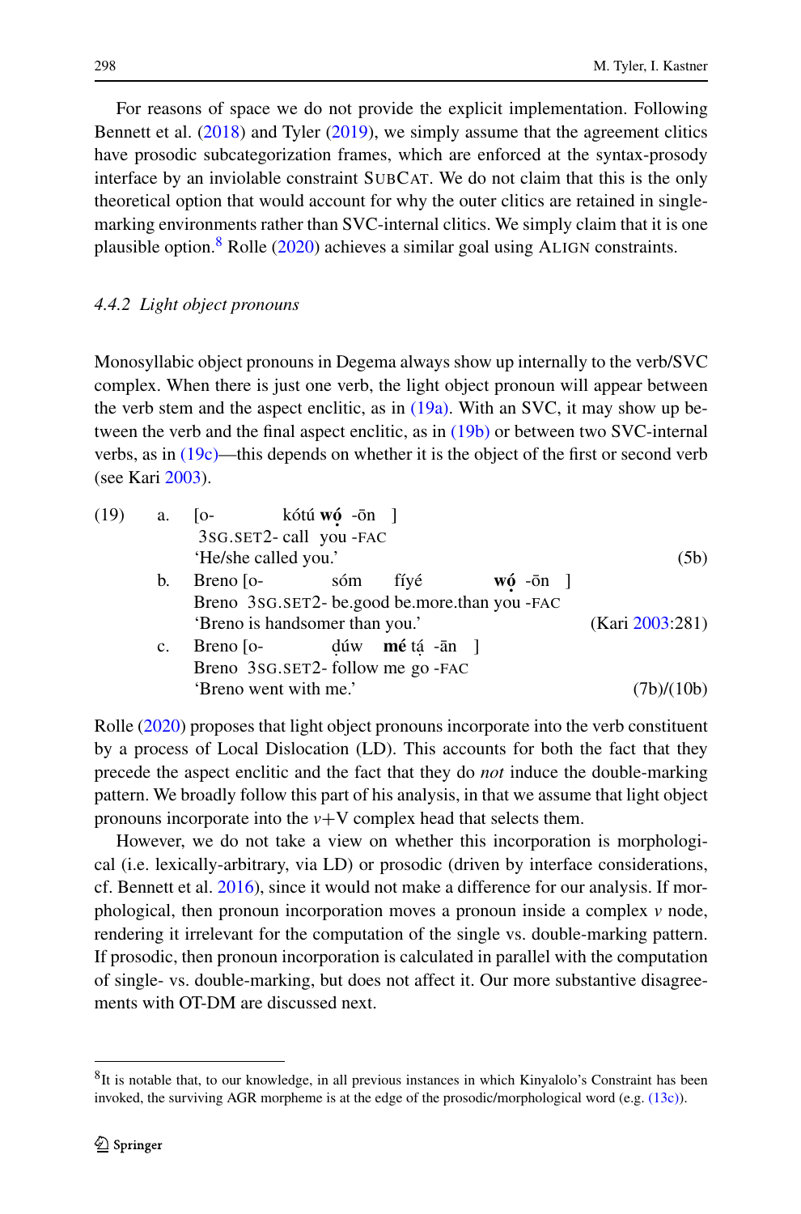For reasons of space we do not provide the explicit implementation. Following Bennett et al. (2018) and Tyler (2019), we simply assume that the agreement clitics have prosodic subcategorization frames, which are enforced at the syntax-prosody interface by an inviolable constraint SUBCAT. We do not claim that this is the only theoretical option that would account for why the outer clitics are retained in single-marking environments rather than SVC-internal clitics. We simply claim that it is one plausible option.[8] Rolle (2020) achieves a similar goal using ALIGN constraints.

### 4.4.2 Light object pronouns

Monosyllabic object pronouns in Degema always show up internally to the verb/SVC complex. When there is just one verb, the light object pronoun will appear between the verb stem and the aspect enclitic, as in (19a). With an SVC, it may show up between the verb and the final aspect enclitic, as in (19b) or between two SVC-internal verbs, as in (19c)—this depends on whether it is the object of the first or second verb (see Kari 2003).

(19) a. [o- kótú **wọ́** -ōn ]
3SG.SET2- call you -FAC
'He/she called you.' (5b)

b. Breno [o- sóm fíyé **wọ́** -ōn ]
Breno 3SG.SET2- be.good be.more.than you -FAC
'Breno is handsomer than you.' (Kari 2003:281)

c. Breno [o- ḍúw **mé** tạ́ -ān ]
Breno 3SG.SET2- follow me go -FAC
'Breno went with me.' (7b)/(10b)

Rolle (2020) proposes that light object pronouns incorporate into the verb constituent by a process of Local Dislocation (LD). This accounts for both the fact that they precede the aspect enclitic and the fact that they do *not* induce the double-marking pattern. We broadly follow this part of his analysis, in that we assume that light object pronouns incorporate into the *v*+V complex head that selects them.

However, we do not take a view on whether this incorporation is morphological (i.e. lexically-arbitrary, via LD) or prosodic (driven by interface considerations, cf. Bennett et al. 2016), since it would not make a difference for our analysis. If morphological, then pronoun incorporation moves a pronoun inside a complex *v* node, rendering it irrelevant for the computation of the single vs. double-marking pattern. If prosodic, then pronoun incorporation is calculated in parallel with the computation of single- vs. double-marking, but does not affect it. Our more substantive disagreements with OT-DM are discussed next.

---

[8] It is notable that, to our knowledge, in all previous instances in which Kinyalolo's Constraint has been invoked, the surviving AGR morpheme is at the edge of the prosodic/morphological word (e.g. (13c)).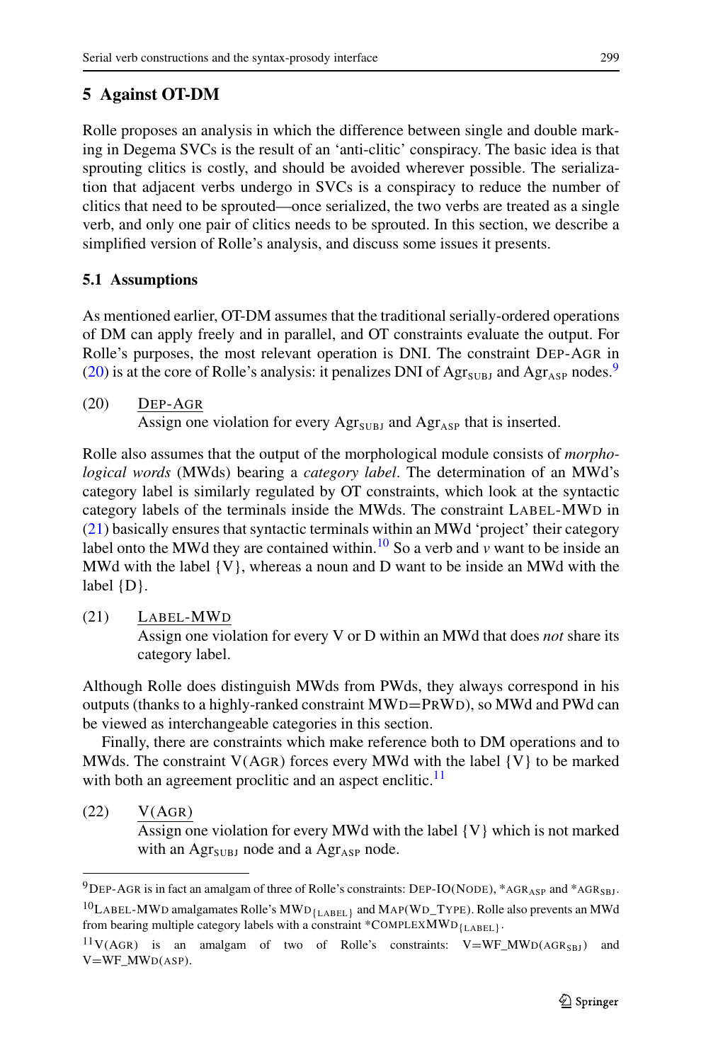## 5 Against OT-DM

Rolle proposes an analysis in which the difference between single and double marking in Degema SVCs is the result of an 'anti-clitic' conspiracy. The basic idea is that sprouting clitics is costly, and should be avoided wherever possible. The serialization that adjacent verbs undergo in SVCs is a conspiracy to reduce the number of clitics that need to be sprouted—once serialized, the two verbs are treated as a single verb, and only one pair of clitics needs to be sprouted. In this section, we describe a simplified version of Rolle's analysis, and discuss some issues it presents.

### 5.1 Assumptions

As mentioned earlier, OT-DM assumes that the traditional serially-ordered operations of DM can apply freely and in parallel, and OT constraints evaluate the output. For Rolle's purposes, the most relevant operation is DNI. The constraint DEP-AGR in (20) is at the core of Rolle's analysis: it penalizes DNI of $\text{Agr}_{\text{SUBJ}}$ and $\text{Agr}_{\text{ASP}}$ nodes.[9]

(20) DEP-AGR
Assign one violation for every $\text{Agr}_{\text{SUBJ}}$ and $\text{Agr}_{\text{ASP}}$ that is inserted.

Rolle also assumes that the output of the morphological module consists of *morphological words* (MWds) bearing a *category label*. The determination of an MWd's category label is similarly regulated by OT constraints, which look at the syntactic category labels of the terminals inside the MWds. The constraint LABEL-MWD in (21) basically ensures that syntactic terminals within an MWd 'project' their category label onto the MWd they are contained within.[10] So a verb and *v* want to be inside an MWd with the label {V}, whereas a noun and D want to be inside an MWd with the label {D}.

(21) LABEL-MWD
Assign one violation for every V or D within an MWd that does *not* share its category label.

Although Rolle does distinguish MWds from PWds, they always correspond in his outputs (thanks to a highly-ranked constraint MWD=PRWD), so MWd and PWd can be viewed as interchangeable categories in this section.

Finally, there are constraints which make reference both to DM operations and to MWds. The constraint V(AGR) forces every MWd with the label {V} to be marked with both an agreement proclitic and an aspect enclitic.[11]

(22) V(AGR)
Assign one violation for every MWd with the label {V} which is not marked with an $\text{Agr}_{\text{SUBJ}}$ node and a $\text{Agr}_{\text{ASP}}$ node.

---

[9] DEP-AGR is in fact an amalgam of three of Rolle's constraints: DEP-IO(NODE), $^*\text{AGR}_{\text{ASP}}$ and $^*\text{AGR}_{\text{SBJ}}$.

[10] LABEL-MWD amalgamates Rolle's $\text{MWD}_{\{\text{LABEL}\}}$ and MAP(WD_TYPE). Rolle also prevents an MWd from bearing multiple category labels with a constraint $^*\text{COMPLEXMWD}_{\{\text{LABEL}\}}$.

[11] V(AGR) is an amalgam of two of Rolle's constraints: $\text{V=WF\_MWD}(\text{AGR}_{\text{SBJ}})$ and V=WF_MWD(ASP).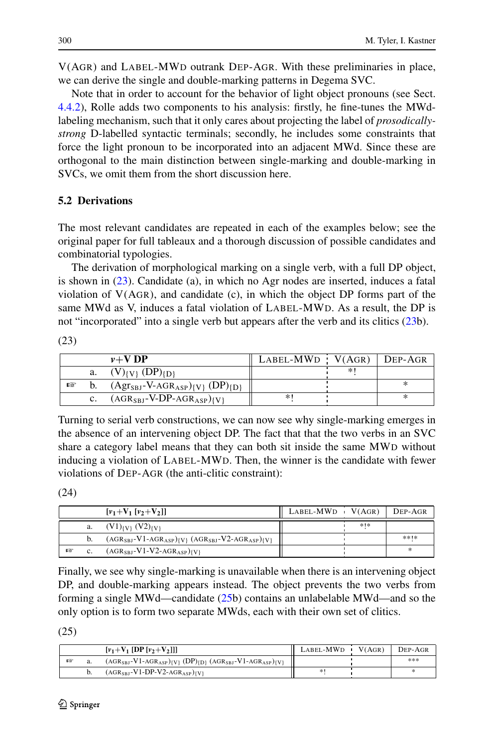V(AGR) and LABEL-MWD outrank DEP-AGR. With these preliminaries in place, we can derive the single and double-marking patterns in Degema SVC.

Note that in order to account for the behavior of light object pronouns (see Sect. 4.4.2), Rolle adds two components to his analysis: firstly, he fine-tunes the MWd-labeling mechanism, such that it only cares about projecting the label of *prosodically-strong* D-labelled syntactic terminals; secondly, he includes some constraints that force the light pronoun to be incorporated into an adjacent MWd. Since these are orthogonal to the main distinction between single-marking and double-marking in SVCs, we omit them from the short discussion here.

## 5.2 Derivations

The most relevant candidates are repeated in each of the examples below; see the original paper for full tableaux and a thorough discussion of possible candidates and combinatorial typologies.

The derivation of morphological marking on a single verb, with a full DP object, is shown in (23). Candidate (a), in which no Agr nodes are inserted, induces a fatal violation of V(AGR), and candidate (c), in which the object DP forms part of the same MWd as V, induces a fatal violation of LABEL-MWD. As a result, the DP is not "incorporated" into a single verb but appears after the verb and its clitics (23b).

(23)

| | | ***v*+V DP** | LABEL-MWD | V(AGR) | DEP-AGR |
|---|---|---|---|---|---|
| | a. | $(\text{V})_{\{V\}}$ $(\text{DP})_{\{D\}}$ | | *! | |
| ☞ | b. | $(\text{Agr}_{\text{SBJ}}\text{-V-AGR}_{\text{ASP}})_{\{V\}}$ $(\text{DP})_{\{D\}}$ | | | * |
| | c. | $(\text{AGR}_{\text{SBJ}}\text{-V-DP-AGR}_{\text{ASP}})_{\{V\}}$ | *! | | * |

Turning to serial verb constructions, we can now see why single-marking emerges in the absence of an intervening object DP. The fact that that the two verbs in an SVC share a category label means that they can both sit inside the same MWD without inducing a violation of LABEL-MWD. Then, the winner is the candidate with fewer violations of DEP-AGR (the anti-clitic constraint):

(24)

| | | **[$v_1$+$\text{V}_1$ [$v_2$+$\text{V}_2$]]** | LABEL-MWD | V(AGR) | DEP-AGR |
|---|---|---|---|---|---|
| | a. | $(\text{V1})_{\{V\}}$ $(\text{V2})_{\{V\}}$ | | *!* | |
| | b. | $(\text{AGR}_{\text{SBJ}}\text{-V1-AGR}_{\text{ASP}})_{\{V\}}$ $(\text{AGR}_{\text{SBJ}}\text{-V2-AGR}_{\text{ASP}})_{\{V\}}$ | | | **!* |
| ☞ | c. | $(\text{AGR}_{\text{SBJ}}\text{-V1-V2-AGR}_{\text{ASP}})_{\{V\}}$ | | | * |

Finally, we see why single-marking is unavailable when there is an intervening object DP, and double-marking appears instead. The object prevents the two verbs from forming a single MWd—candidate (25b) contains an unlabelable MWd—and so the only option is to form two separate MWds, each with their own set of clitics.

(25)

| | | **[$v_1$+$\text{V}_1$ [DP [$v_2$+$\text{V}_2$]]]** | LABEL-MWD | V(AGR) | DEP-AGR |
|---|---|---|---|---|---|
| ☞ | a. | $(\text{AGR}_{\text{SBJ}}\text{-V1-AGR}_{\text{ASP}})_{\{V\}}$ $(\text{DP})_{\{D\}}$ $(\text{AGR}_{\text{SBJ}}\text{-V1-AGR}_{\text{ASP}})_{\{V\}}$ | | | *** |
| | b. | $(\text{AGR}_{\text{SBJ}}\text{-V1-DP-V2-AGR}_{\text{ASP}})_{\{V\}}$ | *! | | * |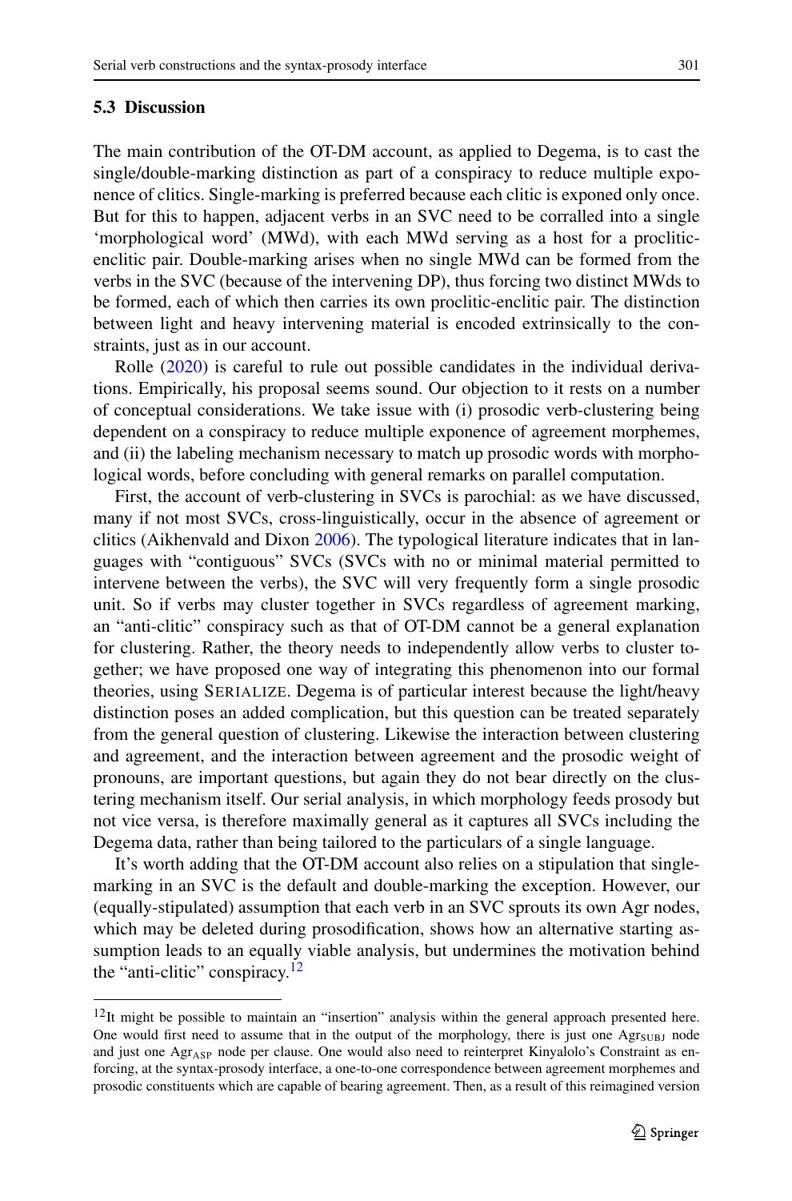### 5.3 Discussion

The main contribution of the OT-DM account, as applied to Degema, is to cast the single/double-marking distinction as part of a conspiracy to reduce multiple exponence of clitics. Single-marking is preferred because each clitic is exponed only once. But for this to happen, adjacent verbs in an SVC need to be corralled into a single 'morphological word' (MWd), with each MWd serving as a host for a proclitic-enclitic pair. Double-marking arises when no single MWd can be formed from the verbs in the SVC (because of the intervening DP), thus forcing two distinct MWds to be formed, each of which then carries its own proclitic-enclitic pair. The distinction between light and heavy intervening material is encoded extrinsically to the constraints, just as in our account.

Rolle (2020) is careful to rule out possible candidates in the individual derivations. Empirically, his proposal seems sound. Our objection to it rests on a number of conceptual considerations. We take issue with (i) prosodic verb-clustering being dependent on a conspiracy to reduce multiple exponence of agreement morphemes, and (ii) the labeling mechanism necessary to match up prosodic words with morphological words, before concluding with general remarks on parallel computation.

First, the account of verb-clustering in SVCs is parochial: as we have discussed, many if not most SVCs, cross-linguistically, occur in the absence of agreement or clitics (Aikhenvald and Dixon 2006). The typological literature indicates that in languages with "contiguous" SVCs (SVCs with no or minimal material permitted to intervene between the verbs), the SVC will very frequently form a single prosodic unit. So if verbs may cluster together in SVCs regardless of agreement marking, an "anti-clitic" conspiracy such as that of OT-DM cannot be a general explanation for clustering. Rather, the theory needs to independently allow verbs to cluster together; we have proposed one way of integrating this phenomenon into our formal theories, using SERIALIZE. Degema is of particular interest because the light/heavy distinction poses an added complication, but this question can be treated separately from the general question of clustering. Likewise the interaction between clustering and agreement, and the interaction between agreement and the prosodic weight of pronouns, are important questions, but again they do not bear directly on the clustering mechanism itself. Our serial analysis, in which morphology feeds prosody but not vice versa, is therefore maximally general as it captures all SVCs including the Degema data, rather than being tailored to the particulars of a single language.

It's worth adding that the OT-DM account also relies on a stipulation that single-marking in an SVC is the default and double-marking the exception. However, our (equally-stipulated) assumption that each verb in an SVC sprouts its own Agr nodes, which may be deleted during prosodification, shows how an alternative starting assumption leads to an equally viable analysis, but undermines the motivation behind the "anti-clitic" conspiracy.[12]

---

[12] It might be possible to maintain an "insertion" analysis within the general approach presented here. One would first need to assume that in the output of the morphology, there is just one $\text{Agr}_{\text{SUBJ}}$ node and just one $\text{Agr}_{\text{ASP}}$ node per clause. One would also need to reinterpret Kinyalolo's Constraint as enforcing, at the syntax-prosody interface, a one-to-one correspondence between agreement morphemes and prosodic constituents which are capable of bearing agreement. Then, as a result of this reimagined version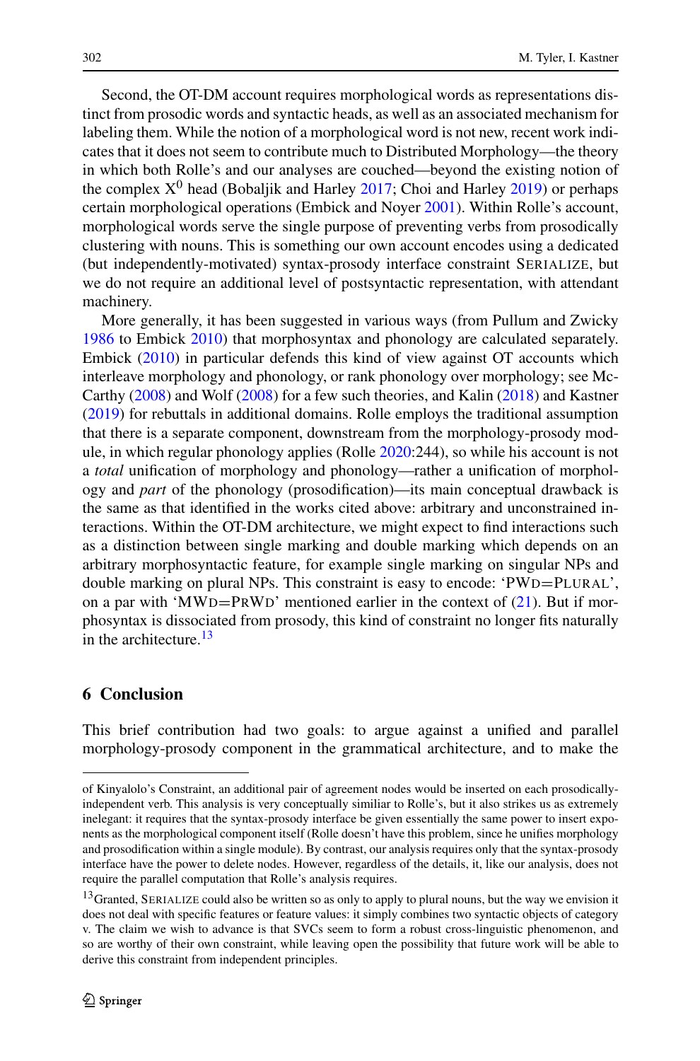Second, the OT-DM account requires morphological words as representations distinct from prosodic words and syntactic heads, as well as an associated mechanism for labeling them. While the notion of a morphological word is not new, recent work indicates that it does not seem to contribute much to Distributed Morphology—the theory in which both Rolle's and our analyses are couched—beyond the existing notion of the complex $X^0$ head (Bobaljik and Harley 2017; Choi and Harley 2019) or perhaps certain morphological operations (Embick and Noyer 2001). Within Rolle's account, morphological words serve the single purpose of preventing verbs from prosodically clustering with nouns. This is something our own account encodes using a dedicated (but independently-motivated) syntax-prosody interface constraint SERIALIZE, but we do not require an additional level of postsyntactic representation, with attendant machinery.

More generally, it has been suggested in various ways (from Pullum and Zwicky 1986 to Embick 2010) that morphosyntax and phonology are calculated separately. Embick (2010) in particular defends this kind of view against OT accounts which interleave morphology and phonology, or rank phonology over morphology; see McCarthy (2008) and Wolf (2008) for a few such theories, and Kalin (2018) and Kastner (2019) for rebuttals in additional domains. Rolle employs the traditional assumption that there is a separate component, downstream from the morphology-prosody module, in which regular phonology applies (Rolle 2020:244), so while his account is not a *total* unification of morphology and phonology—rather a unification of morphology and *part* of the phonology (prosodification)—its main conceptual drawback is the same as that identified in the works cited above: arbitrary and unconstrained interactions. Within the OT-DM architecture, we might expect to find interactions such as a distinction between single marking and double marking which depends on an arbitrary morphosyntactic feature, for example single marking on singular NPs and double marking on plural NPs. This constraint is easy to encode: 'PWD=PLURAL', on a par with 'MWD=PRWD' mentioned earlier in the context of (21). But if morphosyntax is dissociated from prosody, this kind of constraint no longer fits naturally in the architecture.[13]

## 6 Conclusion

This brief contribution had two goals: to argue against a unified and parallel morphology-prosody component in the grammatical architecture, and to make the

---

of Kinyalolo's Constraint, an additional pair of agreement nodes would be inserted on each prosodically-independent verb. This analysis is very conceptually similiar to Rolle's, but it also strikes us as extremely inelegant: it requires that the syntax-prosody interface be given essentially the same power to insert exponents as the morphological component itself (Rolle doesn't have this problem, since he unifies morphology and prosodification within a single module). By contrast, our analysis requires only that the syntax-prosody interface have the power to delete nodes. However, regardless of the details, it, like our analysis, does not require the parallel computation that Rolle's analysis requires.

[13] Granted, SERIALIZE could also be written so as only to apply to plural nouns, but the way we envision it does not deal with specific features or feature values: it simply combines two syntactic objects of category v. The claim we wish to advance is that SVCs seem to form a robust cross-linguistic phenomenon, and so are worthy of their own constraint, while leaving open the possibility that future work will be able to derive this constraint from independent principles.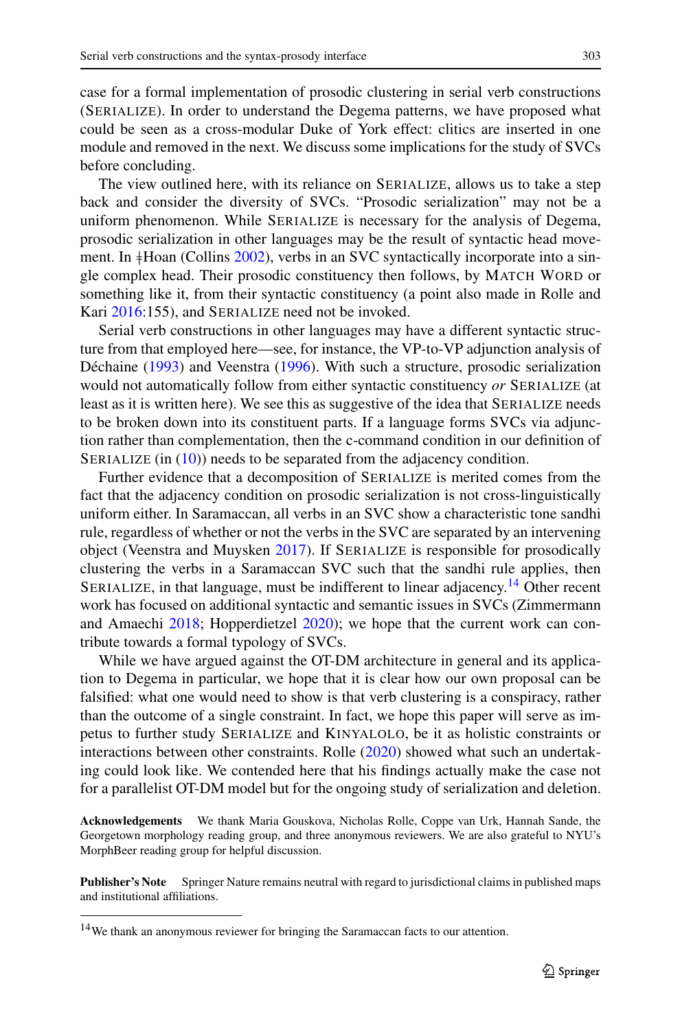case for a formal implementation of prosodic clustering in serial verb constructions (SERIALIZE). In order to understand the Degema patterns, we have proposed what could be seen as a cross-modular Duke of York effect: clitics are inserted in one module and removed in the next. We discuss some implications for the study of SVCs before concluding.

The view outlined here, with its reliance on SERIALIZE, allows us to take a step back and consider the diversity of SVCs. "Prosodic serialization" may not be a uniform phenomenon. While SERIALIZE is necessary for the analysis of Degema, prosodic serialization in other languages may be the result of syntactic head movement. In ǂHoan (Collins 2002), verbs in an SVC syntactically incorporate into a single complex head. Their prosodic constituency then follows, by MATCH WORD or something like it, from their syntactic constituency (a point also made in Rolle and Kari 2016:155), and SERIALIZE need not be invoked.

Serial verb constructions in other languages may have a different syntactic structure from that employed here—see, for instance, the VP-to-VP adjunction analysis of Déchaine (1993) and Veenstra (1996). With such a structure, prosodic serialization would not automatically follow from either syntactic constituency *or* SERIALIZE (at least as it is written here). We see this as suggestive of the idea that SERIALIZE needs to be broken down into its constituent parts. If a language forms SVCs via adjunction rather than complementation, then the c-command condition in our definition of SERIALIZE (in (10)) needs to be separated from the adjacency condition.

Further evidence that a decomposition of SERIALIZE is merited comes from the fact that the adjacency condition on prosodic serialization is not cross-linguistically uniform either. In Saramaccan, all verbs in an SVC show a characteristic tone sandhi rule, regardless of whether or not the verbs in the SVC are separated by an intervening object (Veenstra and Muysken 2017). If SERIALIZE is responsible for prosodically clustering the verbs in a Saramaccan SVC such that the sandhi rule applies, then SERIALIZE, in that language, must be indifferent to linear adjacency.[14] Other recent work has focused on additional syntactic and semantic issues in SVCs (Zimmermann and Amaechi 2018; Hopperdietzel 2020); we hope that the current work can contribute towards a formal typology of SVCs.

While we have argued against the OT-DM architecture in general and its application to Degema in particular, we hope that it is clear how our own proposal can be falsified: what one would need to show is that verb clustering is a conspiracy, rather than the outcome of a single constraint. In fact, we hope this paper will serve as impetus to further study SERIALIZE and KINYALOLO, be it as holistic constraints or interactions between other constraints. Rolle (2020) showed what such an undertaking could look like. We contended here that his findings actually make the case not for a parallelist OT-DM model but for the ongoing study of serialization and deletion.

**Acknowledgements** We thank Maria Gouskova, Nicholas Rolle, Coppe van Urk, Hannah Sande, the Georgetown morphology reading group, and three anonymous reviewers. We are also grateful to NYU's MorphBeer reading group for helpful discussion.

**Publisher's Note** Springer Nature remains neutral with regard to jurisdictional claims in published maps and institutional affiliations.

[14] We thank an anonymous reviewer for bringing the Saramaccan facts to our attention.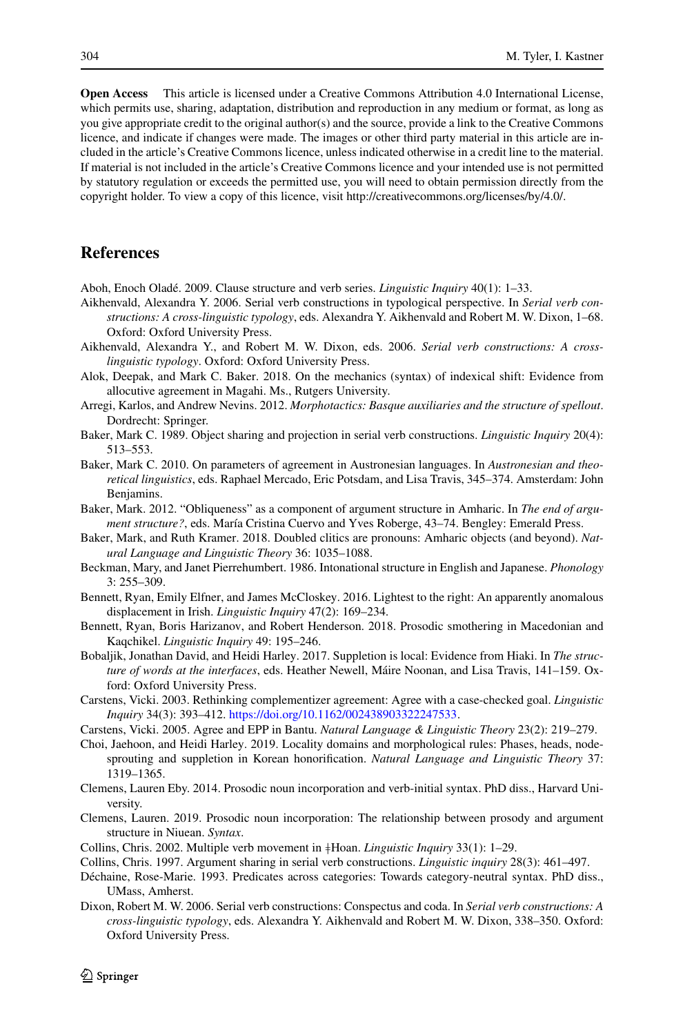**Open Access** This article is licensed under a Creative Commons Attribution 4.0 International License, which permits use, sharing, adaptation, distribution and reproduction in any medium or format, as long as you give appropriate credit to the original author(s) and the source, provide a link to the Creative Commons licence, and indicate if changes were made. The images or other third party material in this article are included in the article's Creative Commons licence, unless indicated otherwise in a credit line to the material. If material is not included in the article's Creative Commons licence and your intended use is not permitted by statutory regulation or exceeds the permitted use, you will need to obtain permission directly from the copyright holder. To view a copy of this licence, visit http://creativecommons.org/licenses/by/4.0/.

## References

Aboh, Enoch Oladé. 2009. Clause structure and verb series. *Linguistic Inquiry* 40(1): 1–33.

Aikhenvald, Alexandra Y. 2006. Serial verb constructions in typological perspective. In *Serial verb constructions: A cross-linguistic typology*, eds. Alexandra Y. Aikhenvald and Robert M. W. Dixon, 1–68. Oxford: Oxford University Press.

Aikhenvald, Alexandra Y., and Robert M. W. Dixon, eds. 2006. *Serial verb constructions: A cross-linguistic typology*. Oxford: Oxford University Press.

Alok, Deepak, and Mark C. Baker. 2018. On the mechanics (syntax) of indexical shift: Evidence from allocutive agreement in Magahi. Ms., Rutgers University.

Arregi, Karlos, and Andrew Nevins. 2012. *Morphotactics: Basque auxiliaries and the structure of spellout*. Dordrecht: Springer.

Baker, Mark C. 1989. Object sharing and projection in serial verb constructions. *Linguistic Inquiry* 20(4): 513–553.

Baker, Mark C. 2010. On parameters of agreement in Austronesian languages. In *Austronesian and theoretical linguistics*, eds. Raphael Mercado, Eric Potsdam, and Lisa Travis, 345–374. Amsterdam: John Benjamins.

Baker, Mark. 2012. "Obliqueness" as a component of argument structure in Amharic. In *The end of argument structure?*, eds. María Cristina Cuervo and Yves Roberge, 43–74. Bengley: Emerald Press.

Baker, Mark, and Ruth Kramer. 2018. Doubled clitics are pronouns: Amharic objects (and beyond). *Natural Language and Linguistic Theory* 36: 1035–1088.

Beckman, Mary, and Janet Pierrehumbert. 1986. Intonational structure in English and Japanese. *Phonology* 3: 255–309.

Bennett, Ryan, Emily Elfner, and James McCloskey. 2016. Lightest to the right: An apparently anomalous displacement in Irish. *Linguistic Inquiry* 47(2): 169–234.

Bennett, Ryan, Boris Harizanov, and Robert Henderson. 2018. Prosodic smothering in Macedonian and Kaqchikel. *Linguistic Inquiry* 49: 195–246.

Bobaljik, Jonathan David, and Heidi Harley. 2017. Suppletion is local: Evidence from Hiaki. In *The structure of words at the interfaces*, eds. Heather Newell, Máire Noonan, and Lisa Travis, 141–159. Oxford: Oxford University Press.

Carstens, Vicki. 2003. Rethinking complementizer agreement: Agree with a case-checked goal. *Linguistic Inquiry* 34(3): 393–412. https://doi.org/10.1162/002438903322247533.

Carstens, Vicki. 2005. Agree and EPP in Bantu. *Natural Language & Linguistic Theory* 23(2): 219–279.

Choi, Jaehoon, and Heidi Harley. 2019. Locality domains and morphological rules: Phases, heads, node-sprouting and suppletion in Korean honorification. *Natural Language and Linguistic Theory* 37: 1319–1365.

Clemens, Lauren Eby. 2014. Prosodic noun incorporation and verb-initial syntax. PhD diss., Harvard University.

Clemens, Lauren. 2019. Prosodic noun incorporation: The relationship between prosody and argument structure in Niuean. *Syntax*.

Collins, Chris. 2002. Multiple verb movement in ǂHoan. *Linguistic Inquiry* 33(1): 1–29.

Collins, Chris. 1997. Argument sharing in serial verb constructions. *Linguistic inquiry* 28(3): 461–497.

Déchaine, Rose-Marie. 1993. Predicates across categories: Towards category-neutral syntax. PhD diss., UMass, Amherst.

Dixon, Robert M. W. 2006. Serial verb constructions: Conspectus and coda. In *Serial verb constructions: A cross-linguistic typology*, eds. Alexandra Y. Aikhenvald and Robert M. W. Dixon, 338–350. Oxford: Oxford University Press.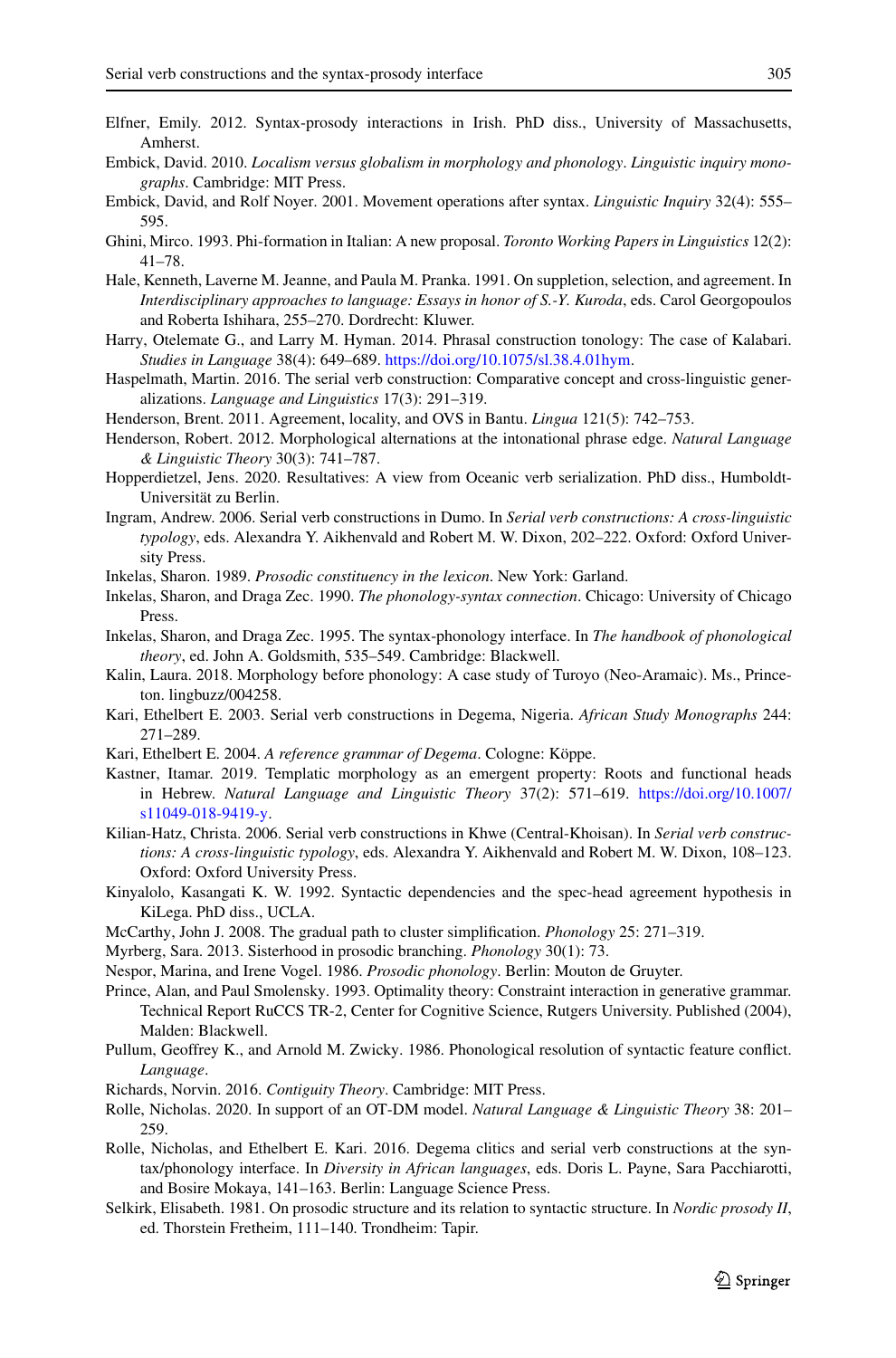Elfner, Emily. 2012. Syntax-prosody interactions in Irish. PhD diss., University of Massachusetts, Amherst.

Embick, David. 2010. *Localism versus globalism in morphology and phonology*. *Linguistic inquiry monographs*. Cambridge: MIT Press.

Embick, David, and Rolf Noyer. 2001. Movement operations after syntax. *Linguistic Inquiry* 32(4): 555–595.

Ghini, Mirco. 1993. Phi-formation in Italian: A new proposal. *Toronto Working Papers in Linguistics* 12(2): 41–78.

Hale, Kenneth, Laverne M. Jeanne, and Paula M. Pranka. 1991. On suppletion, selection, and agreement. In *Interdisciplinary approaches to language: Essays in honor of S.-Y. Kuroda*, eds. Carol Georgopoulos and Roberta Ishihara, 255–270. Dordrecht: Kluwer.

Harry, Otelemate G., and Larry M. Hyman. 2014. Phrasal construction tonology: The case of Kalabari. *Studies in Language* 38(4): 649–689. https://doi.org/10.1075/sl.38.4.01hym.

Haspelmath, Martin. 2016. The serial verb construction: Comparative concept and cross-linguistic generalizations. *Language and Linguistics* 17(3): 291–319.

Henderson, Brent. 2011. Agreement, locality, and OVS in Bantu. *Lingua* 121(5): 742–753.

Henderson, Robert. 2012. Morphological alternations at the intonational phrase edge. *Natural Language & Linguistic Theory* 30(3): 741–787.

Hopperdietzel, Jens. 2020. Resultatives: A view from Oceanic verb serialization. PhD diss., Humboldt-Universität zu Berlin.

Ingram, Andrew. 2006. Serial verb constructions in Dumo. In *Serial verb constructions: A cross-linguistic typology*, eds. Alexandra Y. Aikhenvald and Robert M. W. Dixon, 202–222. Oxford: Oxford University Press.

Inkelas, Sharon. 1989. *Prosodic constituency in the lexicon*. New York: Garland.

Inkelas, Sharon, and Draga Zec. 1990. *The phonology-syntax connection*. Chicago: University of Chicago Press.

Inkelas, Sharon, and Draga Zec. 1995. The syntax-phonology interface. In *The handbook of phonological theory*, ed. John A. Goldsmith, 535–549. Cambridge: Blackwell.

Kalin, Laura. 2018. Morphology before phonology: A case study of Turoyo (Neo-Aramaic). Ms., Princeton. lingbuzz/004258.

Kari, Ethelbert E. 2003. Serial verb constructions in Degema, Nigeria. *African Study Monographs* 244: 271–289.

Kari, Ethelbert E. 2004. *A reference grammar of Degema*. Cologne: Köppe.

Kastner, Itamar. 2019. Templatic morphology as an emergent property: Roots and functional heads in Hebrew. *Natural Language and Linguistic Theory* 37(2): 571–619. https://doi.org/10.1007/s11049-018-9419-y.

Kilian-Hatz, Christa. 2006. Serial verb constructions in Khwe (Central-Khoisan). In *Serial verb constructions: A cross-linguistic typology*, eds. Alexandra Y. Aikhenvald and Robert M. W. Dixon, 108–123. Oxford: Oxford University Press.

Kinyalolo, Kasangati K. W. 1992. Syntactic dependencies and the spec-head agreement hypothesis in KiLega. PhD diss., UCLA.

McCarthy, John J. 2008. The gradual path to cluster simplification. *Phonology* 25: 271–319.

Myrberg, Sara. 2013. Sisterhood in prosodic branching. *Phonology* 30(1): 73.

Nespor, Marina, and Irene Vogel. 1986. *Prosodic phonology*. Berlin: Mouton de Gruyter.

Prince, Alan, and Paul Smolensky. 1993. Optimality theory: Constraint interaction in generative grammar. Technical Report RuCCS TR-2, Center for Cognitive Science, Rutgers University. Published (2004), Malden: Blackwell.

Pullum, Geoffrey K., and Arnold M. Zwicky. 1986. Phonological resolution of syntactic feature conflict. *Language*.

Richards, Norvin. 2016. *Contiguity Theory*. Cambridge: MIT Press.

Rolle, Nicholas. 2020. In support of an OT-DM model. *Natural Language & Linguistic Theory* 38: 201–259.

Rolle, Nicholas, and Ethelbert E. Kari. 2016. Degema clitics and serial verb constructions at the syntax/phonology interface. In *Diversity in African languages*, eds. Doris L. Payne, Sara Pacchiarotti, and Bosire Mokaya, 141–163. Berlin: Language Science Press.

Selkirk, Elisabeth. 1981. On prosodic structure and its relation to syntactic structure. In *Nordic prosody II*, ed. Thorstein Fretheim, 111–140. Trondheim: Tapir.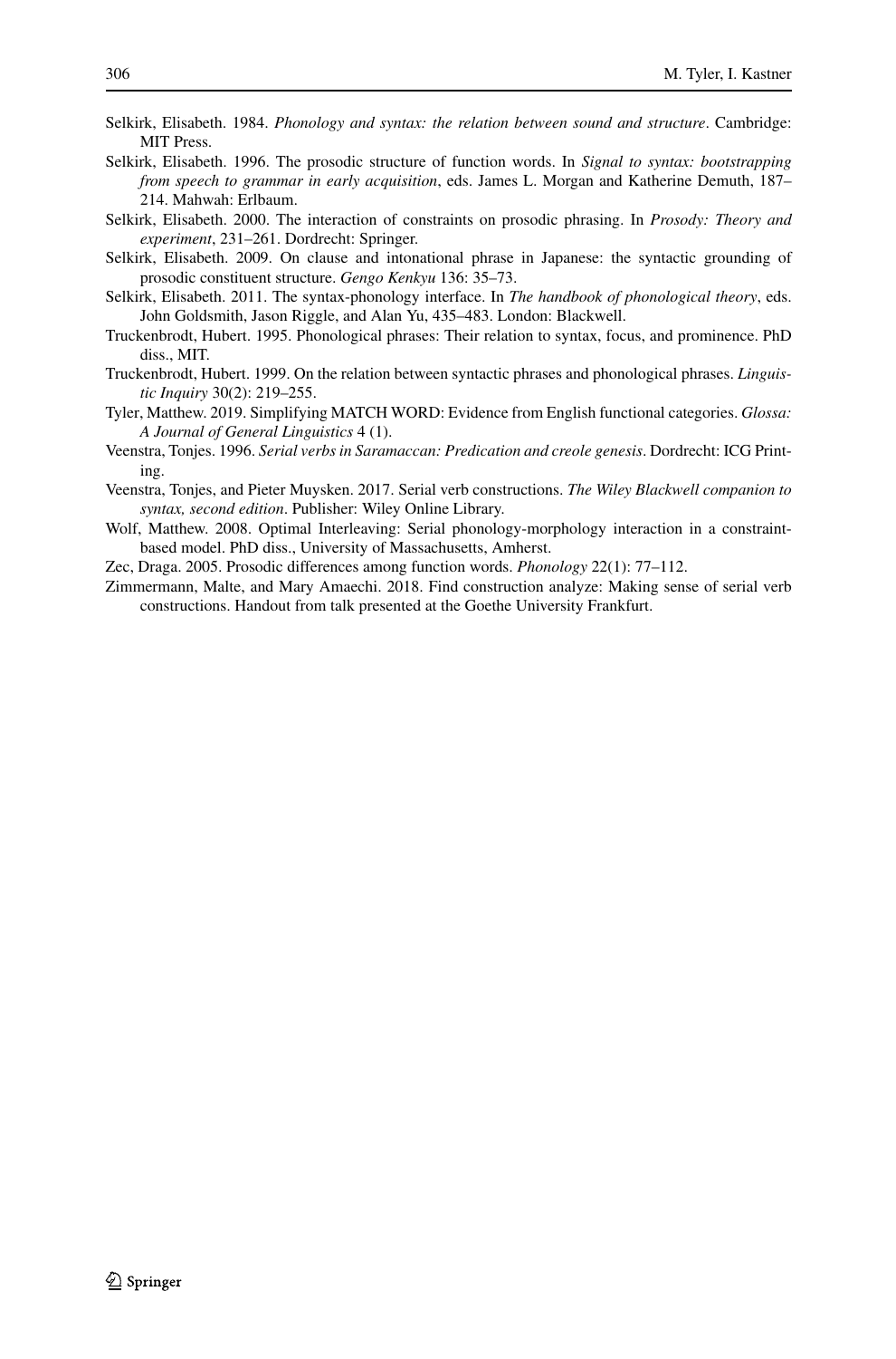Selkirk, Elisabeth. 1984. *Phonology and syntax: the relation between sound and structure*. Cambridge: MIT Press.

Selkirk, Elisabeth. 1996. The prosodic structure of function words. In *Signal to syntax: bootstrapping from speech to grammar in early acquisition*, eds. James L. Morgan and Katherine Demuth, 187–214. Mahwah: Erlbaum.

Selkirk, Elisabeth. 2000. The interaction of constraints on prosodic phrasing. In *Prosody: Theory and experiment*, 231–261. Dordrecht: Springer.

Selkirk, Elisabeth. 2009. On clause and intonational phrase in Japanese: the syntactic grounding of prosodic constituent structure. *Gengo Kenkyu* 136: 35–73.

Selkirk, Elisabeth. 2011. The syntax-phonology interface. In *The handbook of phonological theory*, eds. John Goldsmith, Jason Riggle, and Alan Yu, 435–483. London: Blackwell.

Truckenbrodt, Hubert. 1995. Phonological phrases: Their relation to syntax, focus, and prominence. PhD diss., MIT.

Truckenbrodt, Hubert. 1999. On the relation between syntactic phrases and phonological phrases. *Linguistic Inquiry* 30(2): 219–255.

Tyler, Matthew. 2019. Simplifying MATCH WORD: Evidence from English functional categories. *Glossa: A Journal of General Linguistics* 4 (1).

Veenstra, Tonjes. 1996. *Serial verbs in Saramaccan: Predication and creole genesis*. Dordrecht: ICG Printing.

Veenstra, Tonjes, and Pieter Muysken. 2017. Serial verb constructions. *The Wiley Blackwell companion to syntax, second edition*. Publisher: Wiley Online Library.

Wolf, Matthew. 2008. Optimal Interleaving: Serial phonology-morphology interaction in a constraint-based model. PhD diss., University of Massachusetts, Amherst.

Zec, Draga. 2005. Prosodic differences among function words. *Phonology* 22(1): 77–112.

Zimmermann, Malte, and Mary Amaechi. 2018. Find construction analyze: Making sense of serial verb constructions. Handout from talk presented at the Goethe University Frankfurt.